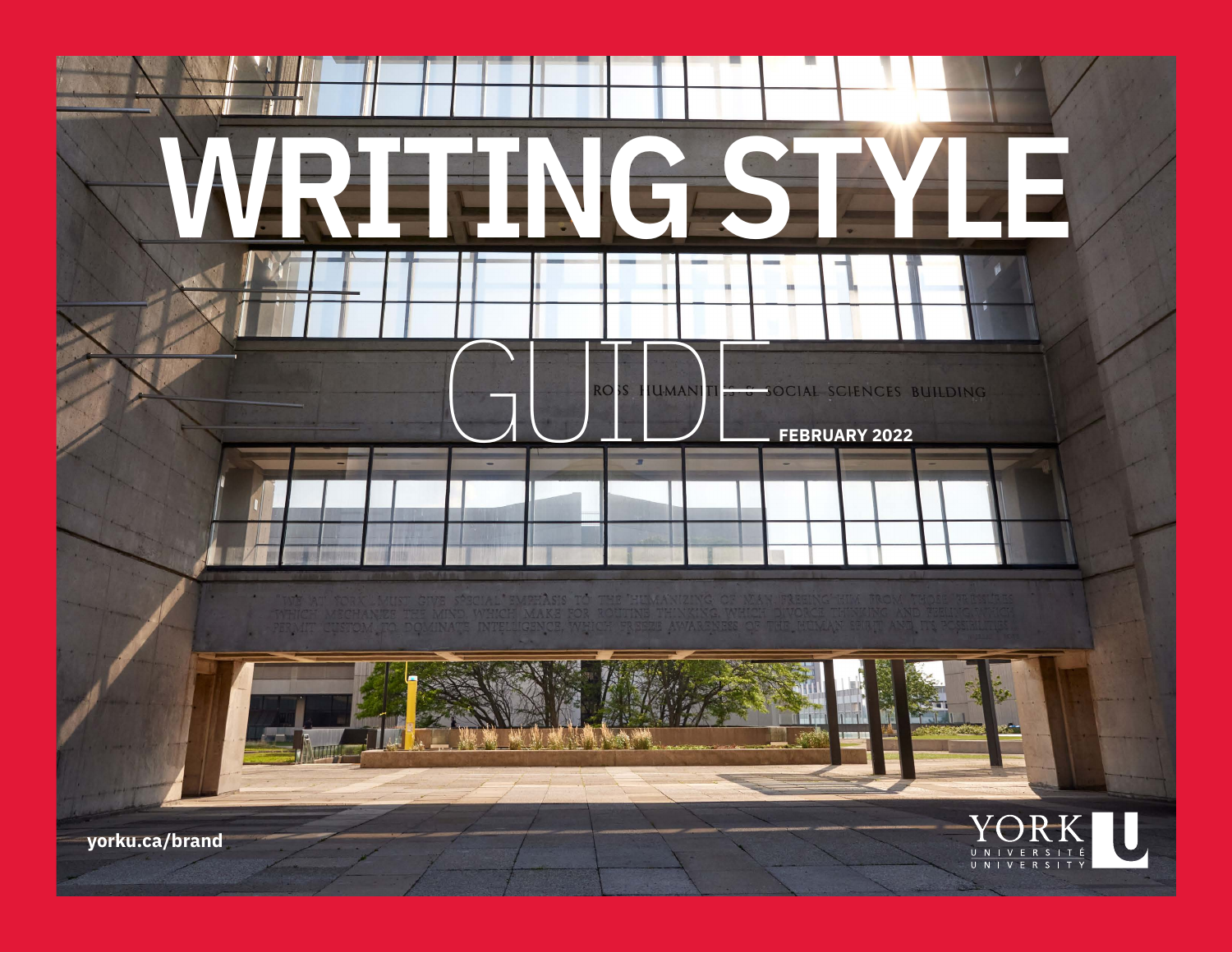# WRITING STYLE GUIDE

FEBRUARY 2022

yorku.ca/brand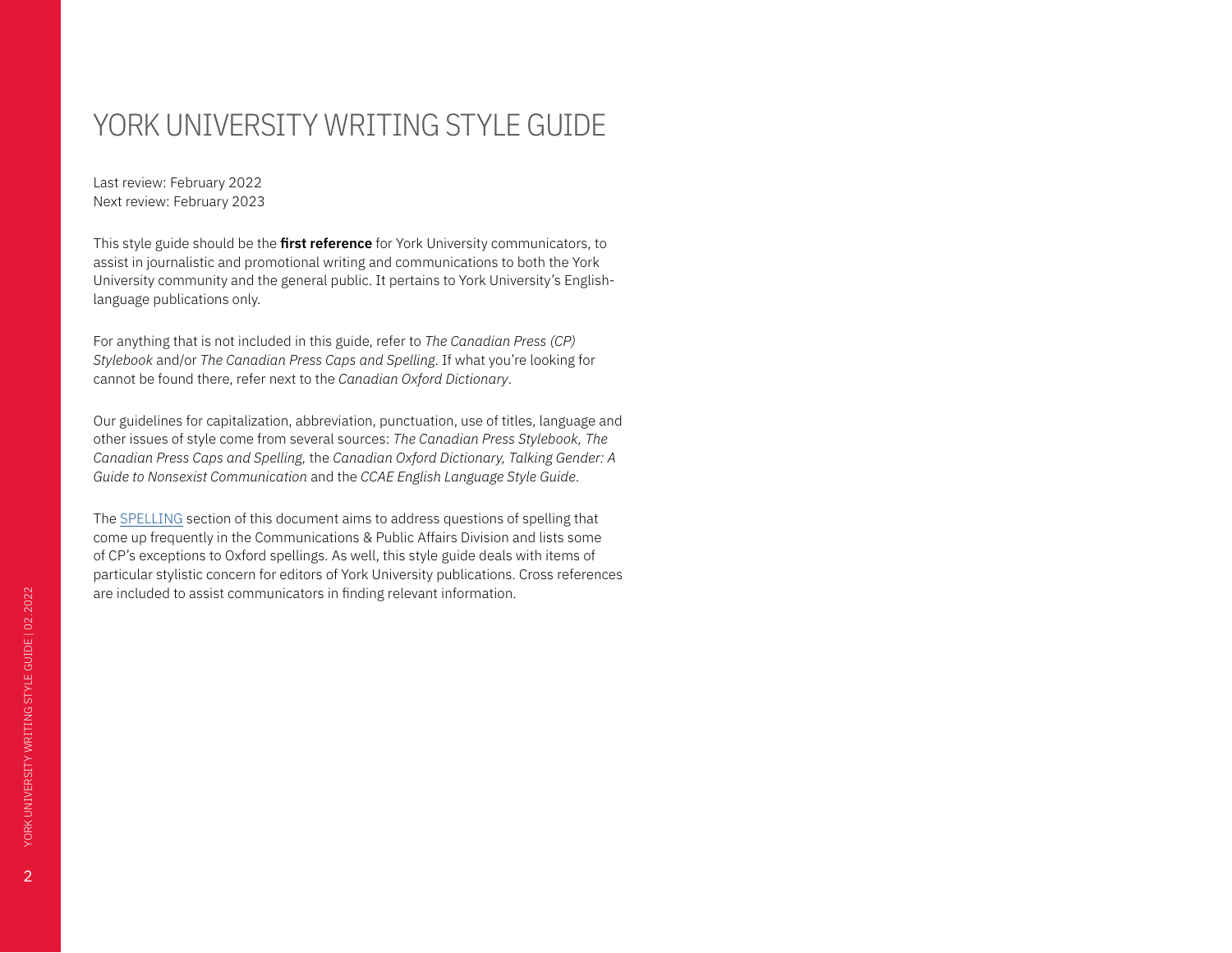# YORK UNIVERSITY WRITING STYLE GUIDE

Last review: February 2022
Next review: February 2023

This style guide should be the **first reference** for York University communicators, to assist in journalistic and promotional writing and communications to both the York University community and the general public. It pertains to York University's English-language publications only.

For anything that is not included in this guide, refer to *The Canadian Press (CP) Stylebook* and/or *The Canadian Press Caps and Spelling*. If what you're looking for cannot be found there, refer next to the *Canadian Oxford Dictionary*.

Our guidelines for capitalization, abbreviation, punctuation, use of titles, language and other issues of style come from several sources: *The Canadian Press Stylebook, The Canadian Press Caps and Spelling,* the *Canadian Oxford Dictionary, Talking Gender: A Guide to Nonsexist Communication* and the *CCAE English Language Style Guide*.

The SPELLING section of this document aims to address questions of spelling that come up frequently in the Communications & Public Affairs Division and lists some of CP's exceptions to Oxford spellings. As well, this style guide deals with items of particular stylistic concern for editors of York University publications. Cross references are included to assist communicators in finding relevant information.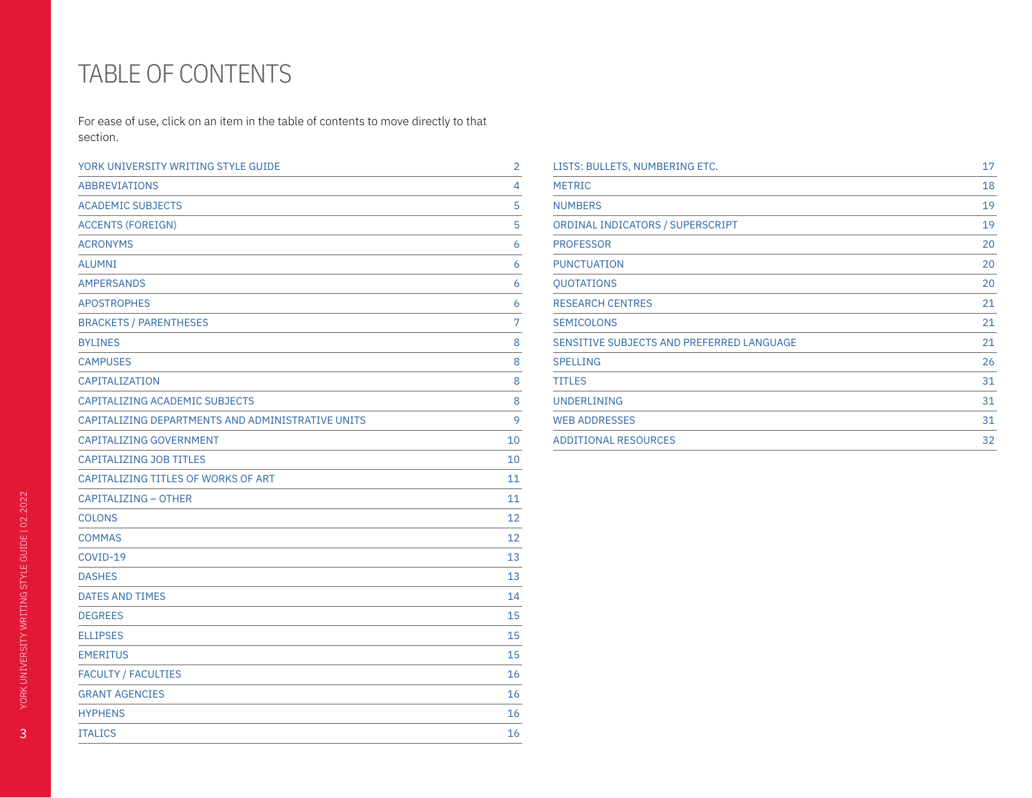# TABLE OF CONTENTS

For ease of use, click on an item in the table of contents to move directly to that section.

| | |
|---|---|
| YORK UNIVERSITY WRITING STYLE GUIDE | 2 |
| ABBREVIATIONS | 4 |
| ACADEMIC SUBJECTS | 5 |
| ACCENTS (FOREIGN) | 5 |
| ACRONYMS | 6 |
| ALUMNI | 6 |
| AMPERSANDS | 6 |
| APOSTROPHES | 6 |
| BRACKETS / PARENTHESES | 7 |
| BYLINES | 8 |
| CAMPUSES | 8 |
| CAPITALIZATION | 8 |
| CAPITALIZING ACADEMIC SUBJECTS | 8 |
| CAPITALIZING DEPARTMENTS AND ADMINISTRATIVE UNITS | 9 |
| CAPITALIZING GOVERNMENT | 10 |
| CAPITALIZING JOB TITLES | 10 |
| CAPITALIZING TITLES OF WORKS OF ART | 11 |
| CAPITALIZING – OTHER | 11 |
| COLONS | 12 |
| COMMAS | 12 |
| COVID-19 | 13 |
| DASHES | 13 |
| DATES AND TIMES | 14 |
| DEGREES | 15 |
| ELLIPSES | 15 |
| EMERITUS | 15 |
| FACULTY / FACULTIES | 16 |
| GRANT AGENCIES | 16 |
| HYPHENS | 16 |
| ITALICS | 16 |
| LISTS: BULLETS, NUMBERING ETC. | 17 |
| METRIC | 18 |
| NUMBERS | 19 |
| ORDINAL INDICATORS / SUPERSCRIPT | 19 |
| PROFESSOR | 20 |
| PUNCTUATION | 20 |
| QUOTATIONS | 20 |
| RESEARCH CENTRES | 21 |
| SEMICOLONS | 21 |
| SENSITIVE SUBJECTS AND PREFERRED LANGUAGE | 21 |
| SPELLING | 26 |
| TITLES | 31 |
| UNDERLINING | 31 |
| WEB ADDRESSES | 31 |
| ADDITIONAL RESOURCES | 32 |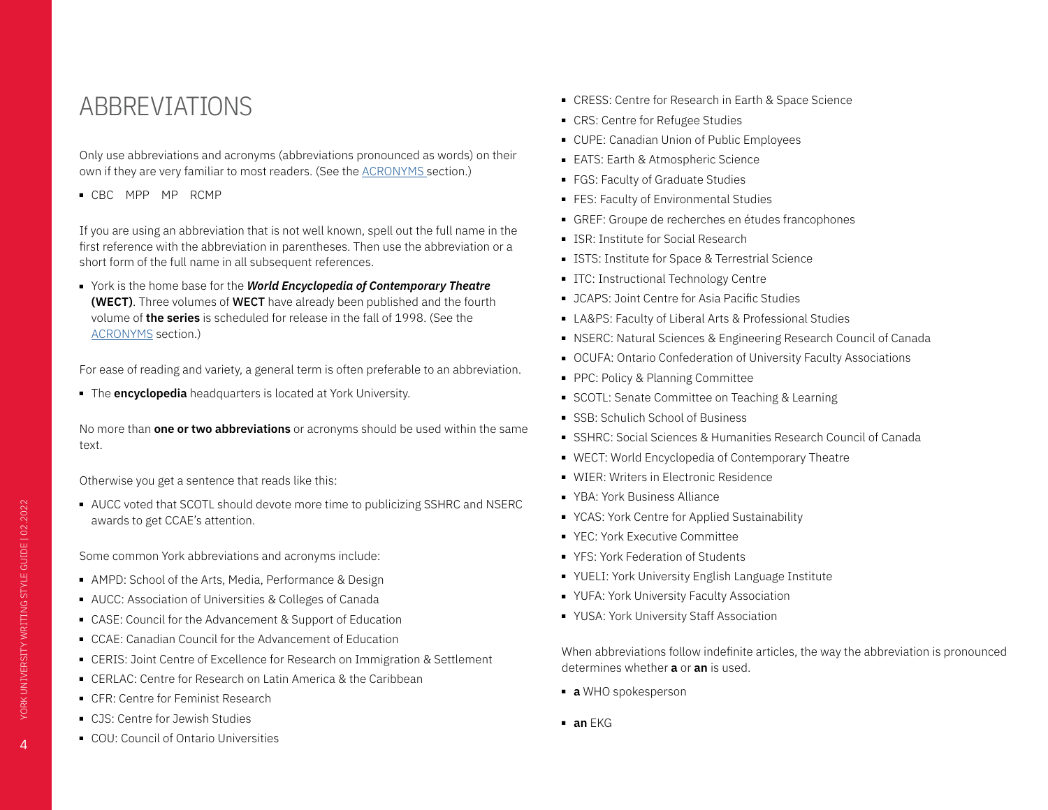# ABBREVIATIONS

Only use abbreviations and acronyms (abbreviations pronounced as words) on their own if they are very familiar to most readers. (See the ACRONYMS section.)

- CBC  MPP  MP  RCMP

If you are using an abbreviation that is not well known, spell out the full name in the first reference with the abbreviation in parentheses. Then use the abbreviation or a short form of the full name in all subsequent references.

- York is the home base for the ***World Encyclopedia of Contemporary Theatre* (WECT)**. Three volumes of **WECT** have already been published and the fourth volume of **the series** is scheduled for release in the fall of 1998. (See the ACRONYMS section.)

For ease of reading and variety, a general term is often preferable to an abbreviation.

- The **encyclopedia** headquarters is located at York University.

No more than **one or two abbreviations** or acronyms should be used within the same text.

Otherwise you get a sentence that reads like this:

- AUCC voted that SCOTL should devote more time to publicizing SSHRC and NSERC awards to get CCAE's attention.

Some common York abbreviations and acronyms include:

- AMPD: School of the Arts, Media, Performance & Design
- AUCC: Association of Universities & Colleges of Canada
- CASE: Council for the Advancement & Support of Education
- CCAE: Canadian Council for the Advancement of Education
- CERIS: Joint Centre of Excellence for Research on Immigration & Settlement
- CERLAC: Centre for Research on Latin America & the Caribbean
- CFR: Centre for Feminist Research
- CJS: Centre for Jewish Studies
- COU: Council of Ontario Universities
- CRESS: Centre for Research in Earth & Space Science
- CRS: Centre for Refugee Studies
- CUPE: Canadian Union of Public Employees
- EATS: Earth & Atmospheric Science
- FGS: Faculty of Graduate Studies
- FES: Faculty of Environmental Studies
- GREF: Groupe de recherches en études francophones
- ISR: Institute for Social Research
- ISTS: Institute for Space & Terrestrial Science
- ITC: Instructional Technology Centre
- JCAPS: Joint Centre for Asia Pacific Studies
- LA&PS: Faculty of Liberal Arts & Professional Studies
- NSERC: Natural Sciences & Engineering Research Council of Canada
- OCUFA: Ontario Confederation of University Faculty Associations
- PPC: Policy & Planning Committee
- SCOTL: Senate Committee on Teaching & Learning
- SSB: Schulich School of Business
- SSHRC: Social Sciences & Humanities Research Council of Canada
- WECT: World Encyclopedia of Contemporary Theatre
- WIER: Writers in Electronic Residence
- YBA: York Business Alliance
- YCAS: York Centre for Applied Sustainability
- YEC: York Executive Committee
- YFS: York Federation of Students
- YUELI: York University English Language Institute
- YUFA: York University Faculty Association
- YUSA: York University Staff Association

When abbreviations follow indefinite articles, the way the abbreviation is pronounced determines whether **a** or **an** is used.

- **a** WHO spokesperson
- **an** EKG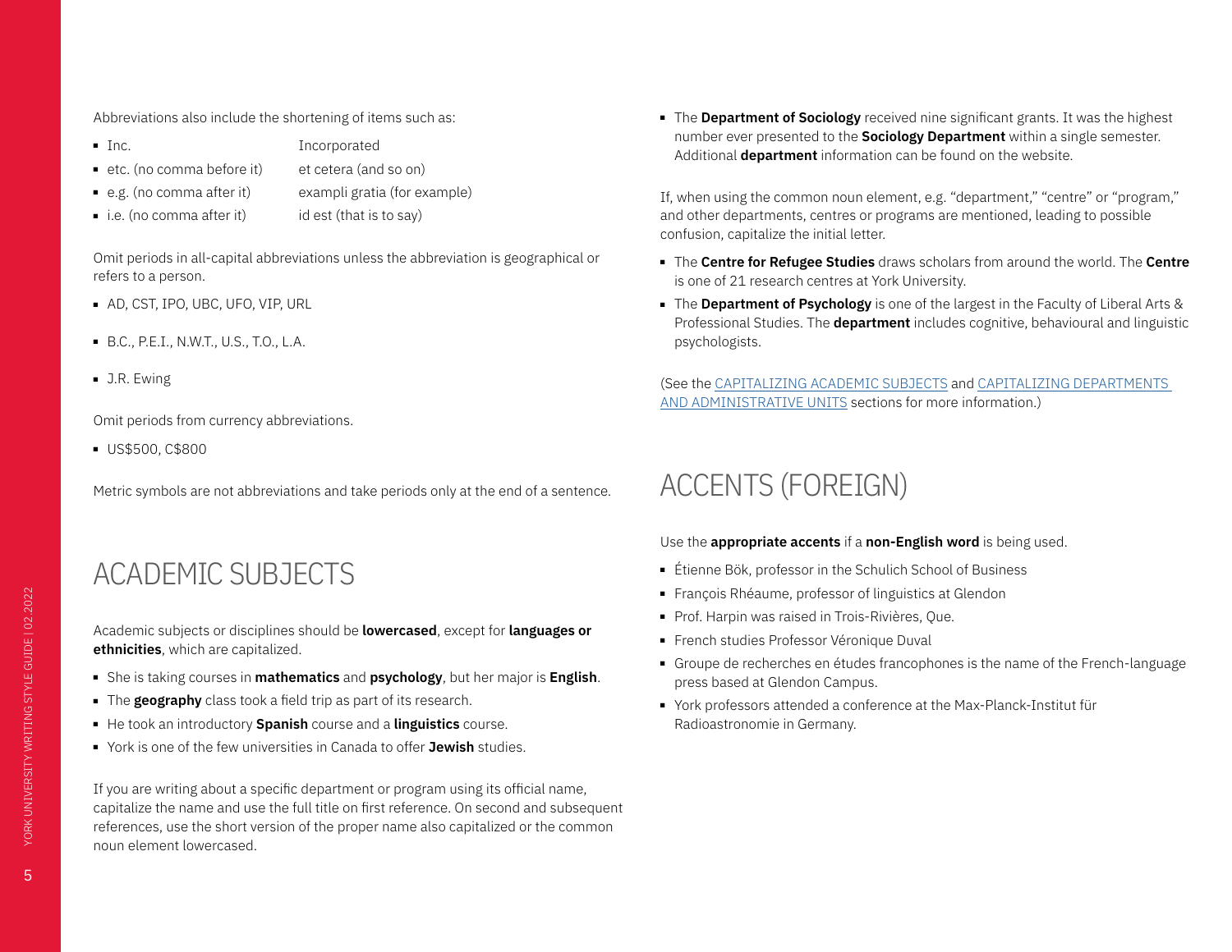Abbreviations also include the shortening of items such as:

- Inc. Incorporated
- etc. (no comma before it) et cetera (and so on)
- e.g. (no comma after it) exampli gratia (for example)
- i.e. (no comma after it) id est (that is to say)

Omit periods in all-capital abbreviations unless the abbreviation is geographical or refers to a person.

- AD, CST, IPO, UBC, UFO, VIP, URL
- B.C., P.E.I., N.W.T., U.S., T.O., L.A.
- J.R. Ewing

Omit periods from currency abbreviations.

- US$500, C$800

Metric symbols are not abbreviations and take periods only at the end of a sentence.

# ACADEMIC SUBJECTS

Academic subjects or disciplines should be **lowercased**, except for **languages or ethnicities**, which are capitalized.

- She is taking courses in **mathematics** and **psychology**, but her major is **English**.
- The **geography** class took a field trip as part of its research.
- He took an introductory **Spanish** course and a **linguistics** course.
- York is one of the few universities in Canada to offer **Jewish** studies.

If you are writing about a specific department or program using its official name, capitalize the name and use the full title on first reference. On second and subsequent references, use the short version of the proper name also capitalized or the common noun element lowercased.

- The **Department of Sociology** received nine significant grants. It was the highest number ever presented to the **Sociology Department** within a single semester. Additional **department** information can be found on the website.

If, when using the common noun element, e.g. "department," "centre" or "program," and other departments, centres or programs are mentioned, leading to possible confusion, capitalize the initial letter.

- The **Centre for Refugee Studies** draws scholars from around the world. The **Centre** is one of 21 research centres at York University.
- The **Department of Psychology** is one of the largest in the Faculty of Liberal Arts & Professional Studies. The **department** includes cognitive, behavioural and linguistic psychologists.

(See the CAPITALIZING ACADEMIC SUBJECTS and CAPITALIZING DEPARTMENTS AND ADMINISTRATIVE UNITS sections for more information.)

# ACCENTS (FOREIGN)

Use the **appropriate accents** if a **non-English word** is being used.

- Étienne Bök, professor in the Schulich School of Business
- François Rhéaume, professor of linguistics at Glendon
- Prof. Harpin was raised in Trois-Rivières, Que.
- French studies Professor Véronique Duval
- Groupe de recherches en études francophones is the name of the French-language press based at Glendon Campus.
- York professors attended a conference at the Max-Planck-Institut für Radioastronomie in Germany.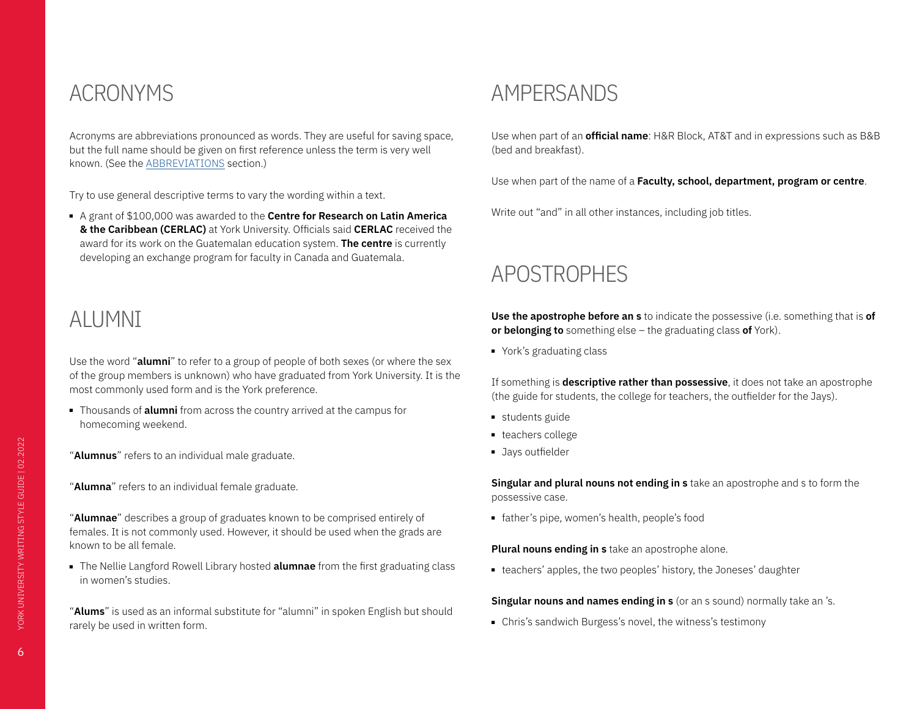## ACRONYMS

Acronyms are abbreviations pronounced as words. They are useful for saving space, but the full name should be given on first reference unless the term is very well known. (See the ABBREVIATIONS section.)

Try to use general descriptive terms to vary the wording within a text.

- A grant of $100,000 was awarded to the **Centre for Research on Latin America & the Caribbean (CERLAC)** at York University. Officials said **CERLAC** received the award for its work on the Guatemalan education system. **The centre** is currently developing an exchange program for faculty in Canada and Guatemala.

## ALUMNI

Use the word "**alumni**" to refer to a group of people of both sexes (or where the sex of the group members is unknown) who have graduated from York University. It is the most commonly used form and is the York preference.

- Thousands of **alumni** from across the country arrived at the campus for homecoming weekend.

"**Alumnus**" refers to an individual male graduate.

"**Alumna**" refers to an individual female graduate.

"**Alumnae**" describes a group of graduates known to be comprised entirely of females. It is not commonly used. However, it should be used when the grads are known to be all female.

- The Nellie Langford Rowell Library hosted **alumnae** from the first graduating class in women's studies.

"**Alums**" is used as an informal substitute for "alumni" in spoken English but should rarely be used in written form.

## AMPERSANDS

Use when part of an **official name**: H&R Block, AT&T and in expressions such as B&B (bed and breakfast).

Use when part of the name of a **Faculty, school, department, program or centre**.

Write out "and" in all other instances, including job titles.

## APOSTROPHES

**Use the apostrophe before an s** to indicate the possessive (i.e. something that is **of or belonging to** something else – the graduating class **of** York).

- York's graduating class

If something is **descriptive rather than possessive**, it does not take an apostrophe (the guide for students, the college for teachers, the outfielder for the Jays).

- students guide
- teachers college
- Jays outfielder

**Singular and plural nouns not ending in s** take an apostrophe and s to form the possessive case.

- father's pipe, women's health, people's food

**Plural nouns ending in s** take an apostrophe alone.

- teachers' apples, the two peoples' history, the Joneses' daughter

**Singular nouns and names ending in s** (or an s sound) normally take an 's.

- Chris's sandwich Burgess's novel, the witness's testimony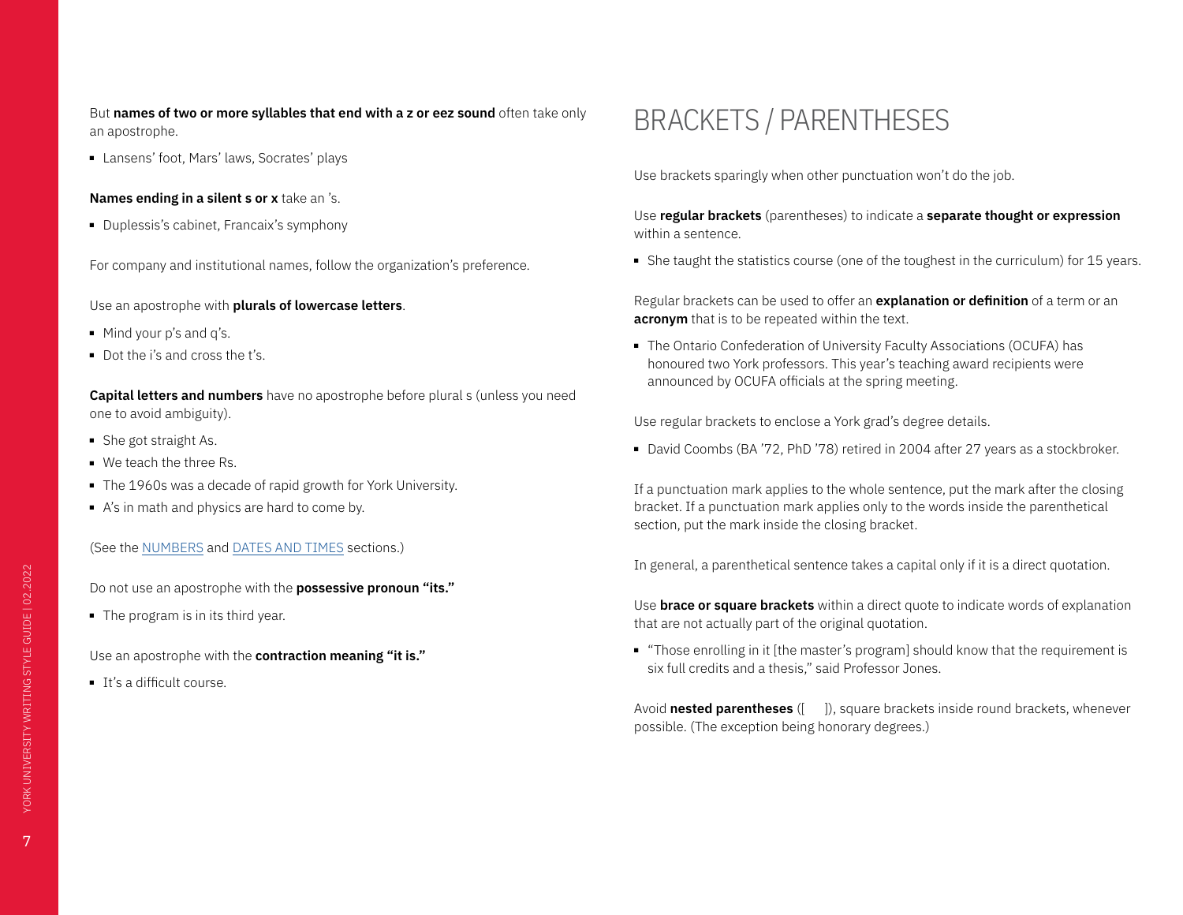But **names of two or more syllables that end with a z or eez sound** often take only an apostrophe.

- Lansens' foot, Mars' laws, Socrates' plays

**Names ending in a silent s or x** take an 's.

- Duplessis's cabinet, Francaix's symphony

For company and institutional names, follow the organization's preference.

Use an apostrophe with **plurals of lowercase letters**.

- Mind your p's and q's.
- Dot the i's and cross the t's.

**Capital letters and numbers** have no apostrophe before plural s (unless you need one to avoid ambiguity).

- She got straight As.
- We teach the three Rs.
- The 1960s was a decade of rapid growth for York University.
- A's in math and physics are hard to come by.

(See the NUMBERS and DATES AND TIMES sections.)

Do not use an apostrophe with the **possessive pronoun "its."**

- The program is in its third year.

Use an apostrophe with the **contraction meaning "it is."**

- It's a difficult course.

# BRACKETS / PARENTHESES

Use brackets sparingly when other punctuation won't do the job.

Use **regular brackets** (parentheses) to indicate a **separate thought or expression** within a sentence.

- She taught the statistics course (one of the toughest in the curriculum) for 15 years.

Regular brackets can be used to offer an **explanation or definition** of a term or an **acronym** that is to be repeated within the text.

- The Ontario Confederation of University Faculty Associations (OCUFA) has honoured two York professors. This year's teaching award recipients were announced by OCUFA officials at the spring meeting.

Use regular brackets to enclose a York grad's degree details.

- David Coombs (BA '72, PhD '78) retired in 2004 after 27 years as a stockbroker.

If a punctuation mark applies to the whole sentence, put the mark after the closing bracket. If a punctuation mark applies only to the words inside the parenthetical section, put the mark inside the closing bracket.

In general, a parenthetical sentence takes a capital only if it is a direct quotation.

Use **brace or square brackets** within a direct quote to indicate words of explanation that are not actually part of the original quotation.

- "Those enrolling in it [the master's program] should know that the requirement is six full credits and a thesis," said Professor Jones.

Avoid **nested parentheses** ([ ]), square brackets inside round brackets, whenever possible. (The exception being honorary degrees.)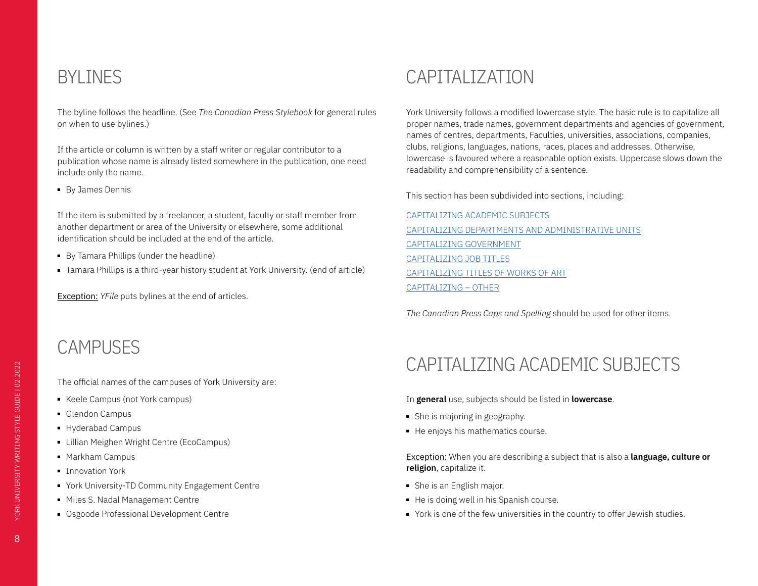## BYLINES

The byline follows the headline. (See *The Canadian Press Stylebook* for general rules on when to use bylines.)

If the article or column is written by a staff writer or regular contributor to a publication whose name is already listed somewhere in the publication, one need include only the name.

- By James Dennis

If the item is submitted by a freelancer, a student, faculty or staff member from another department or area of the University or elsewhere, some additional identification should be included at the end of the article.

- By Tamara Phillips (under the headline)
- Tamara Phillips is a third-year history student at York University. (end of article)

Exception: *YFile* puts bylines at the end of articles.

## CAMPUSES

The official names of the campuses of York University are:

- Keele Campus (not York campus)
- Glendon Campus
- Hyderabad Campus
- Lillian Meighen Wright Centre (EcoCampus)
- Markham Campus
- Innovation York
- York University-TD Community Engagement Centre
- Miles S. Nadal Management Centre
- Osgoode Professional Development Centre

## CAPITALIZATION

York University follows a modified lowercase style. The basic rule is to capitalize all proper names, trade names, government departments and agencies of government, names of centres, departments, Faculties, universities, associations, companies, clubs, religions, languages, nations, races, places and addresses. Otherwise, lowercase is favoured where a reasonable option exists. Uppercase slows down the readability and comprehensibility of a sentence.

This section has been subdivided into sections, including:

CAPITALIZING ACADEMIC SUBJECTS
CAPITALIZING DEPARTMENTS AND ADMINISTRATIVE UNITS
CAPITALIZING GOVERNMENT
CAPITALIZING JOB TITLES
CAPITALIZING TITLES OF WORKS OF ART
CAPITALIZING – OTHER

*The Canadian Press Caps and Spelling* should be used for other items.

## CAPITALIZING ACADEMIC SUBJECTS

In **general** use, subjects should be listed in **lowercase**.

- She is majoring in geography.
- He enjoys his mathematics course.

Exception: When you are describing a subject that is also a **language, culture or religion**, capitalize it.

- She is an English major.
- He is doing well in his Spanish course.
- York is one of the few universities in the country to offer Jewish studies.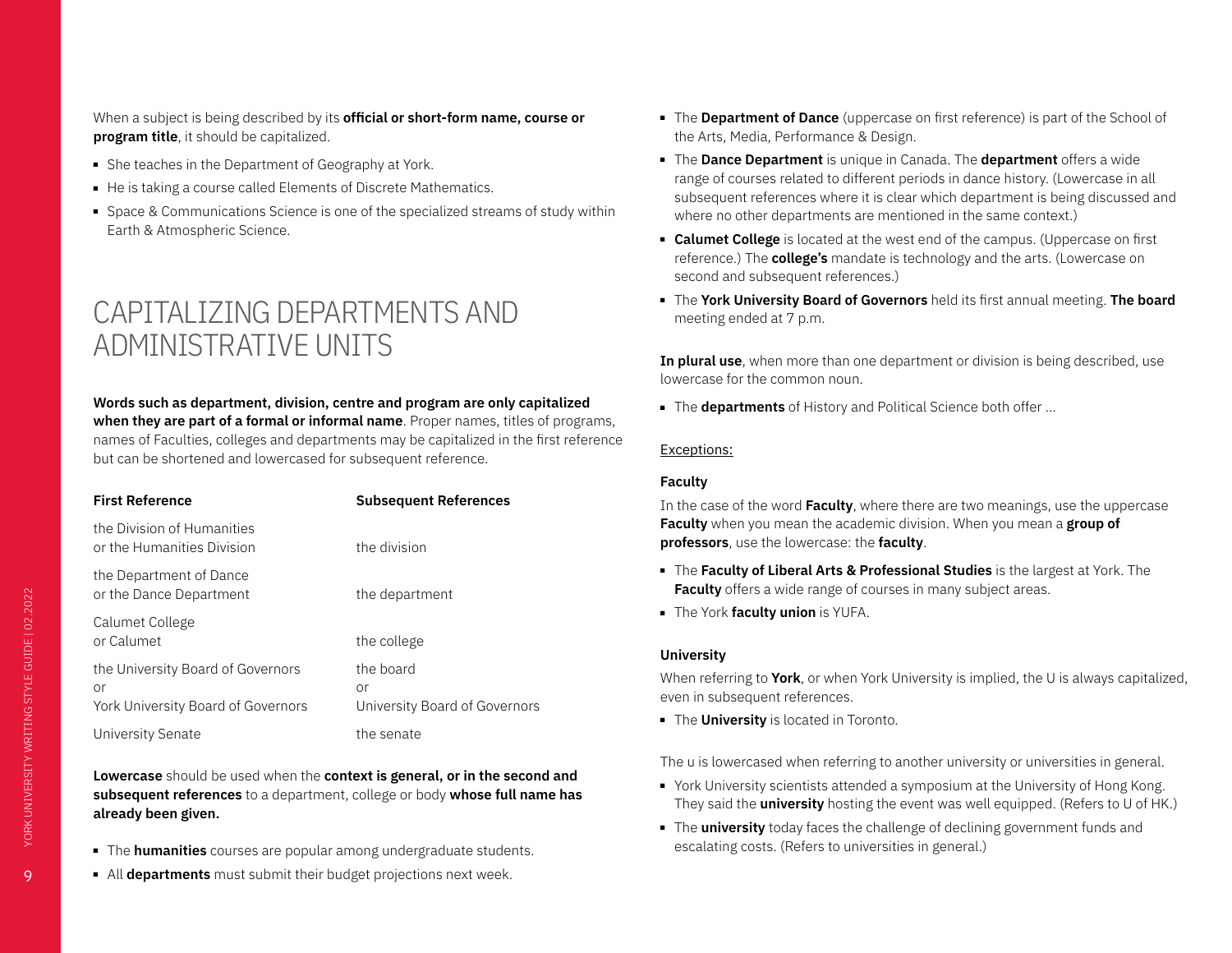When a subject is being described by its **official or short-form name, course or program title**, it should be capitalized.

- She teaches in the Department of Geography at York.
- He is taking a course called Elements of Discrete Mathematics.
- Space & Communications Science is one of the specialized streams of study within Earth & Atmospheric Science.

## CAPITALIZING DEPARTMENTS AND ADMINISTRATIVE UNITS

**Words such as department, division, centre and program are only capitalized when they are part of a formal or informal name**. Proper names, titles of programs, names of Faculties, colleges and departments may be capitalized in the first reference but can be shortened and lowercased for subsequent reference.

| First Reference | Subsequent References |
|---|---|
| the Division of Humanities or the Humanities Division | the division |
| the Department of Dance or the Dance Department | the department |
| Calumet College or Calumet | the college |
| the University Board of Governors or York University Board of Governors | the board or University Board of Governors |
| University Senate | the senate |

**Lowercase** should be used when the **context is general, or in the second and subsequent references** to a department, college or body **whose full name has already been given.**

- The **humanities** courses are popular among undergraduate students.
- All **departments** must submit their budget projections next week.
- The **Department of Dance** (uppercase on first reference) is part of the School of the Arts, Media, Performance & Design.
- The **Dance Department** is unique in Canada. The **department** offers a wide range of courses related to different periods in dance history. (Lowercase in all subsequent references where it is clear which department is being discussed and where no other departments are mentioned in the same context.)
- **Calumet College** is located at the west end of the campus. (Uppercase on first reference.) The **college's** mandate is technology and the arts. (Lowercase on second and subsequent references.)
- The **York University Board of Governors** held its first annual meeting. **The board** meeting ended at 7 p.m.

**In plural use**, when more than one department or division is being described, use lowercase for the common noun.

- The **departments** of History and Political Science both offer ...

<u>Exceptions:</u>

**Faculty**

In the case of the word **Faculty**, where there are two meanings, use the uppercase **Faculty** when you mean the academic division. When you mean a **group of professors**, use the lowercase: the **faculty**.

- The **Faculty of Liberal Arts & Professional Studies** is the largest at York. The **Faculty** offers a wide range of courses in many subject areas.
- The York **faculty union** is YUFA.

**University**

When referring to **York**, or when York University is implied, the U is always capitalized, even in subsequent references.

- The **University** is located in Toronto.

The u is lowercased when referring to another university or universities in general.

- York University scientists attended a symposium at the University of Hong Kong. They said the **university** hosting the event was well equipped. (Refers to U of HK.)
- The **university** today faces the challenge of declining government funds and escalating costs. (Refers to universities in general.)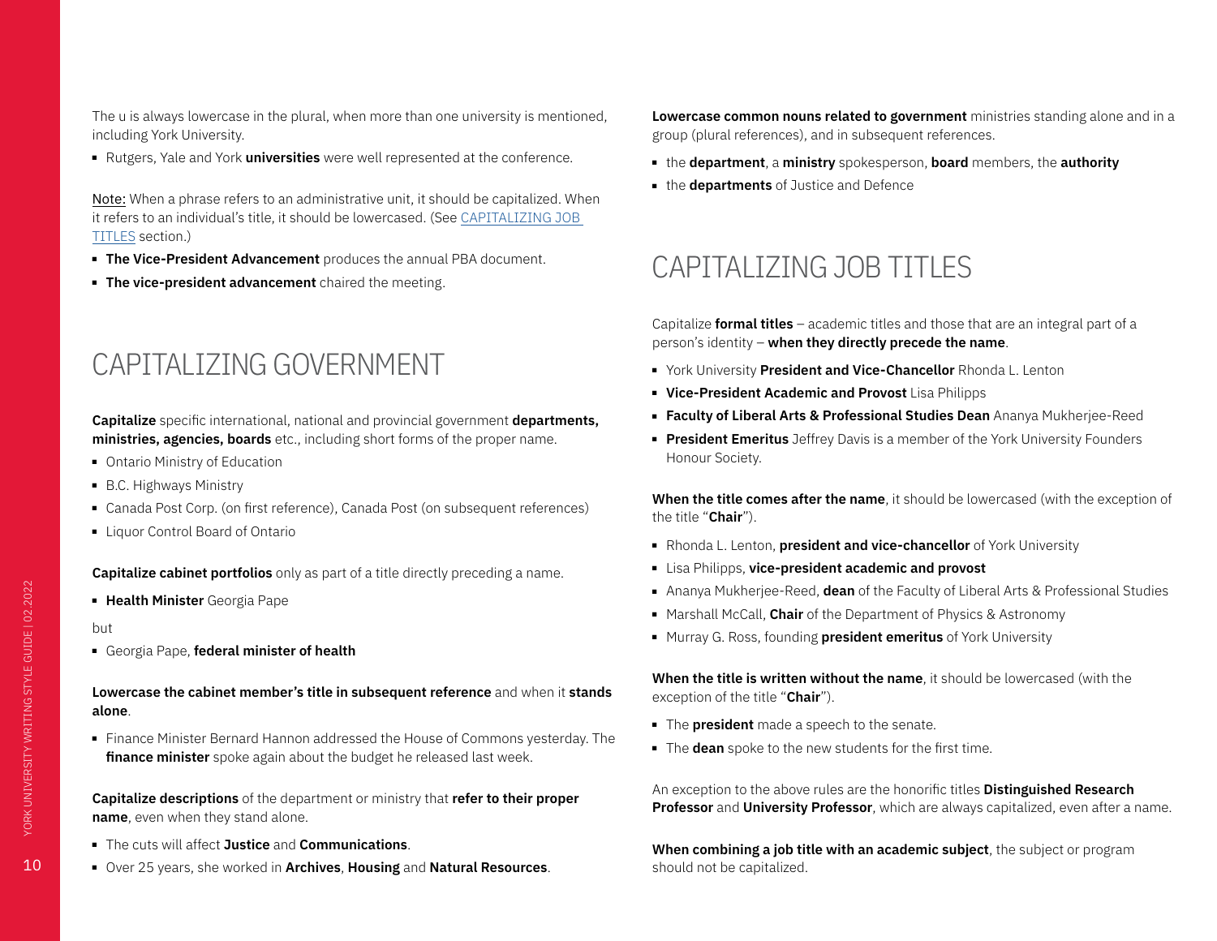The u is always lowercase in the plural, when more than one university is mentioned, including York University.

- Rutgers, Yale and York **universities** were well represented at the conference.

Note: When a phrase refers to an administrative unit, it should be capitalized. When it refers to an individual's title, it should be lowercased. (See [CAPITALIZING JOB TITLES] section.)

- **The Vice-President Advancement** produces the annual PBA document.
- **The vice-president advancement** chaired the meeting.

# CAPITALIZING GOVERNMENT

**Capitalize** specific international, national and provincial government **departments, ministries, agencies, boards** etc., including short forms of the proper name.

- Ontario Ministry of Education
- B.C. Highways Ministry
- Canada Post Corp. (on first reference), Canada Post (on subsequent references)
- Liquor Control Board of Ontario

**Capitalize cabinet portfolios** only as part of a title directly preceding a name.

- **Health Minister** Georgia Pape

but

- Georgia Pape, **federal minister of health**

**Lowercase the cabinet member's title in subsequent reference** and when it **stands alone**.

- Finance Minister Bernard Hannon addressed the House of Commons yesterday. The **finance minister** spoke again about the budget he released last week.

**Capitalize descriptions** of the department or ministry that **refer to their proper name**, even when they stand alone.

- The cuts will affect **Justice** and **Communications**.
- Over 25 years, she worked in **Archives**, **Housing** and **Natural Resources**.

**Lowercase common nouns related to government** ministries standing alone and in a group (plural references), and in subsequent references.

- the **department**, a **ministry** spokesperson, **board** members, the **authority**
- the **departments** of Justice and Defence

# CAPITALIZING JOB TITLES

Capitalize **formal titles** – academic titles and those that are an integral part of a person's identity – **when they directly precede the name**.

- York University **President and Vice-Chancellor** Rhonda L. Lenton
- **Vice-President Academic and Provost** Lisa Philipps
- **Faculty of Liberal Arts & Professional Studies Dean** Ananya Mukherjee-Reed
- **President Emeritus** Jeffrey Davis is a member of the York University Founders Honour Society.

**When the title comes after the name**, it should be lowercased (with the exception of the title "**Chair**").

- Rhonda L. Lenton, **president and vice-chancellor** of York University
- Lisa Philipps, **vice-president academic and provost**
- Ananya Mukherjee-Reed, **dean** of the Faculty of Liberal Arts & Professional Studies
- Marshall McCall, **Chair** of the Department of Physics & Astronomy
- Murray G. Ross, founding **president emeritus** of York University

**When the title is written without the name**, it should be lowercased (with the exception of the title "**Chair**").

- The **president** made a speech to the senate.
- The **dean** spoke to the new students for the first time.

An exception to the above rules are the honorific titles **Distinguished Research Professor** and **University Professor**, which are always capitalized, even after a name.

**When combining a job title with an academic subject**, the subject or program should not be capitalized.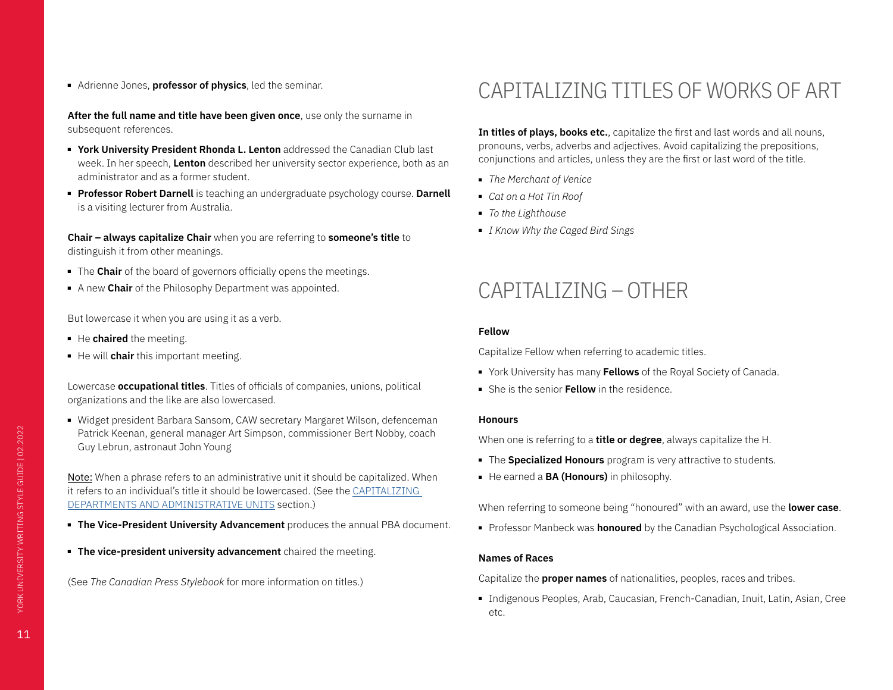- Adrienne Jones, **professor of physics**, led the seminar.

**After the full name and title have been given once**, use only the surname in subsequent references.

- **York University President Rhonda L. Lenton** addressed the Canadian Club last week. In her speech, **Lenton** described her university sector experience, both as an administrator and as a former student.
- **Professor Robert Darnell** is teaching an undergraduate psychology course. **Darnell** is a visiting lecturer from Australia.

**Chair – always capitalize Chair** when you are referring to **someone's title** to distinguish it from other meanings.

- The **Chair** of the board of governors officially opens the meetings.
- A new **Chair** of the Philosophy Department was appointed.

But lowercase it when you are using it as a verb.

- He **chaired** the meeting.
- He will **chair** this important meeting.

Lowercase **occupational titles**. Titles of officials of companies, unions, political organizations and the like are also lowercased.

- Widget president Barbara Sansom, CAW secretary Margaret Wilson, defenceman Patrick Keenan, general manager Art Simpson, commissioner Bert Nobby, coach Guy Lebrun, astronaut John Young

Note: When a phrase refers to an administrative unit it should be capitalized. When it refers to an individual's title it should be lowercased. (See the CAPITALIZING DEPARTMENTS AND ADMINISTRATIVE UNITS section.)

- **The Vice-President University Advancement** produces the annual PBA document.
- **The vice-president university advancement** chaired the meeting.

(See *The Canadian Press Stylebook* for more information on titles.)

# CAPITALIZING TITLES OF WORKS OF ART

**In titles of plays, books etc.**, capitalize the first and last words and all nouns, pronouns, verbs, adverbs and adjectives. Avoid capitalizing the prepositions, conjunctions and articles, unless they are the first or last word of the title.

- *The Merchant of Venice*
- *Cat on a Hot Tin Roof*
- *To the Lighthouse*
- *I Know Why the Caged Bird Sings*

# CAPITALIZING – OTHER

### Fellow

Capitalize Fellow when referring to academic titles.

- York University has many **Fellows** of the Royal Society of Canada.
- She is the senior **Fellow** in the residence.

### Honours

When one is referring to a **title or degree**, always capitalize the H.

- The **Specialized Honours** program is very attractive to students.
- He earned a **BA (Honours)** in philosophy.

When referring to someone being "honoured" with an award, use the **lower case**.

- Professor Manbeck was **honoured** by the Canadian Psychological Association.

### Names of Races

Capitalize the **proper names** of nationalities, peoples, races and tribes.

- Indigenous Peoples, Arab, Caucasian, French-Canadian, Inuit, Latin, Asian, Cree etc.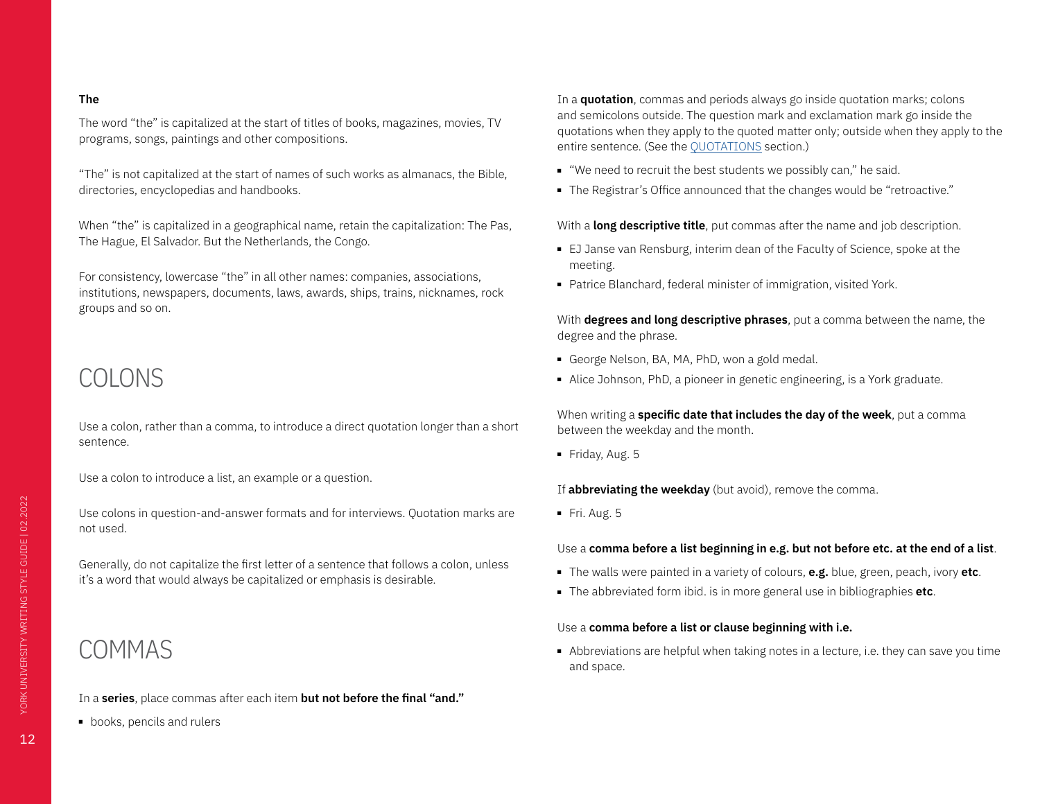**The**

The word “the” is capitalized at the start of titles of books, magazines, movies, TV programs, songs, paintings and other compositions.

“The” is not capitalized at the start of names of such works as almanacs, the Bible, directories, encyclopedias and handbooks.

When “the” is capitalized in a geographical name, retain the capitalization: The Pas, The Hague, El Salvador. But the Netherlands, the Congo.

For consistency, lowercase “the” in all other names: companies, associations, institutions, newspapers, documents, laws, awards, ships, trains, nicknames, rock groups and so on.

# COLONS

Use a colon, rather than a comma, to introduce a direct quotation longer than a short sentence.

Use a colon to introduce a list, an example or a question.

Use colons in question-and-answer formats and for interviews. Quotation marks are not used.

Generally, do not capitalize the first letter of a sentence that follows a colon, unless it’s a word that would always be capitalized or emphasis is desirable.

# COMMAS

In a **series**, place commas after each item **but not before the final “and.”**

- books, pencils and rulers

In a **quotation**, commas and periods always go inside quotation marks; colons and semicolons outside. The question mark and exclamation mark go inside the quotations when they apply to the quoted matter only; outside when they apply to the entire sentence. (See the QUOTATIONS section.)

- “We need to recruit the best students we possibly can,” he said.
- The Registrar’s Office announced that the changes would be “retroactive.”

With a **long descriptive title**, put commas after the name and job description.

- EJ Janse van Rensburg, interim dean of the Faculty of Science, spoke at the meeting.
- Patrice Blanchard, federal minister of immigration, visited York.

With **degrees and long descriptive phrases**, put a comma between the name, the degree and the phrase.

- George Nelson, BA, MA, PhD, won a gold medal.
- Alice Johnson, PhD, a pioneer in genetic engineering, is a York graduate.

When writing a **specific date that includes the day of the week**, put a comma between the weekday and the month.

- Friday, Aug. 5

If **abbreviating the weekday** (but avoid), remove the comma.

- Fri. Aug. 5

Use a **comma before a list beginning in e.g. but not before etc. at the end of a list**.

- The walls were painted in a variety of colours, **e.g.** blue, green, peach, ivory **etc**.
- The abbreviated form ibid. is in more general use in bibliographies **etc**.

Use a **comma before a list or clause beginning with i.e.**

- Abbreviations are helpful when taking notes in a lecture, i.e. they can save you time and space.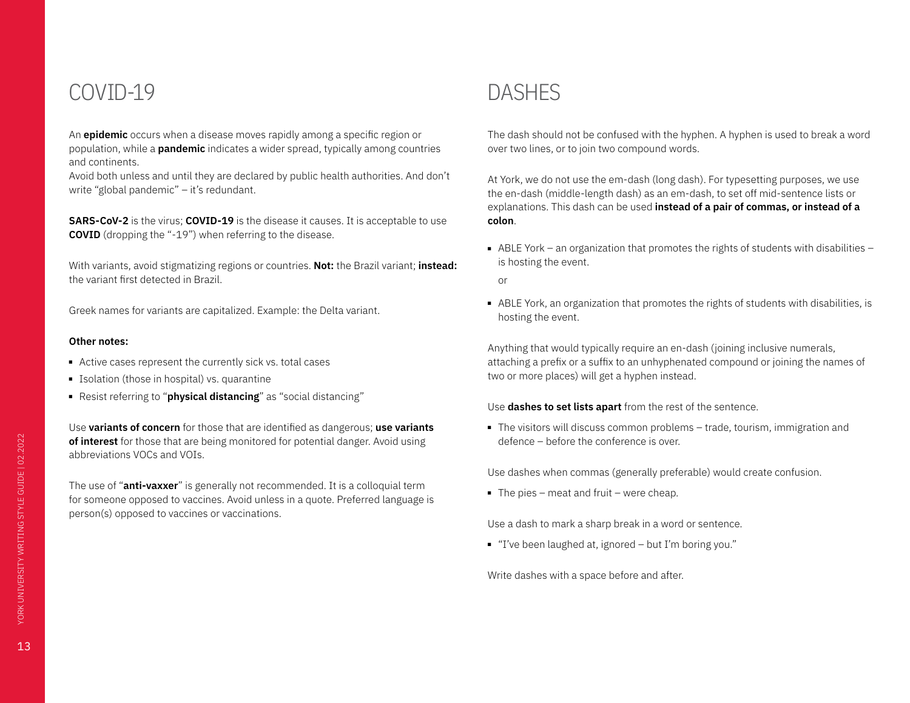# COVID-19

An **epidemic** occurs when a disease moves rapidly among a specific region or population, while a **pandemic** indicates a wider spread, typically among countries and continents.
Avoid both unless and until they are declared by public health authorities. And don't write "global pandemic" – it's redundant.

**SARS-CoV-2** is the virus; **COVID-19** is the disease it causes. It is acceptable to use **COVID** (dropping the "-19") when referring to the disease.

With variants, avoid stigmatizing regions or countries. **Not:** the Brazil variant; **instead:** the variant first detected in Brazil.

Greek names for variants are capitalized. Example: the Delta variant.

**Other notes:**

- Active cases represent the currently sick vs. total cases
- Isolation (those in hospital) vs. quarantine
- Resist referring to "**physical distancing**" as "social distancing"

Use **variants of concern** for those that are identified as dangerous; **use variants of interest** for those that are being monitored for potential danger. Avoid using abbreviations VOCs and VOIs.

The use of "**anti-vaxxer**" is generally not recommended. It is a colloquial term for someone opposed to vaccines. Avoid unless in a quote. Preferred language is person(s) opposed to vaccines or vaccinations.

# DASHES

The dash should not be confused with the hyphen. A hyphen is used to break a word over two lines, or to join two compound words.

At York, we do not use the em-dash (long dash). For typesetting purposes, we use the en-dash (middle-length dash) as an em-dash, to set off mid-sentence lists or explanations. This dash can be used **instead of a pair of commas, or instead of a colon**.

- ABLE York – an organization that promotes the rights of students with disabilities – is hosting the event.

  or

- ABLE York, an organization that promotes the rights of students with disabilities, is hosting the event.

Anything that would typically require an en-dash (joining inclusive numerals, attaching a prefix or a suffix to an unhyphenated compound or joining the names of two or more places) will get a hyphen instead.

Use **dashes to set lists apart** from the rest of the sentence.

- The visitors will discuss common problems – trade, tourism, immigration and defence – before the conference is over.

Use dashes when commas (generally preferable) would create confusion.

- The pies – meat and fruit – were cheap.

Use a dash to mark a sharp break in a word or sentence.

- "I've been laughed at, ignored – but I'm boring you."

Write dashes with a space before and after.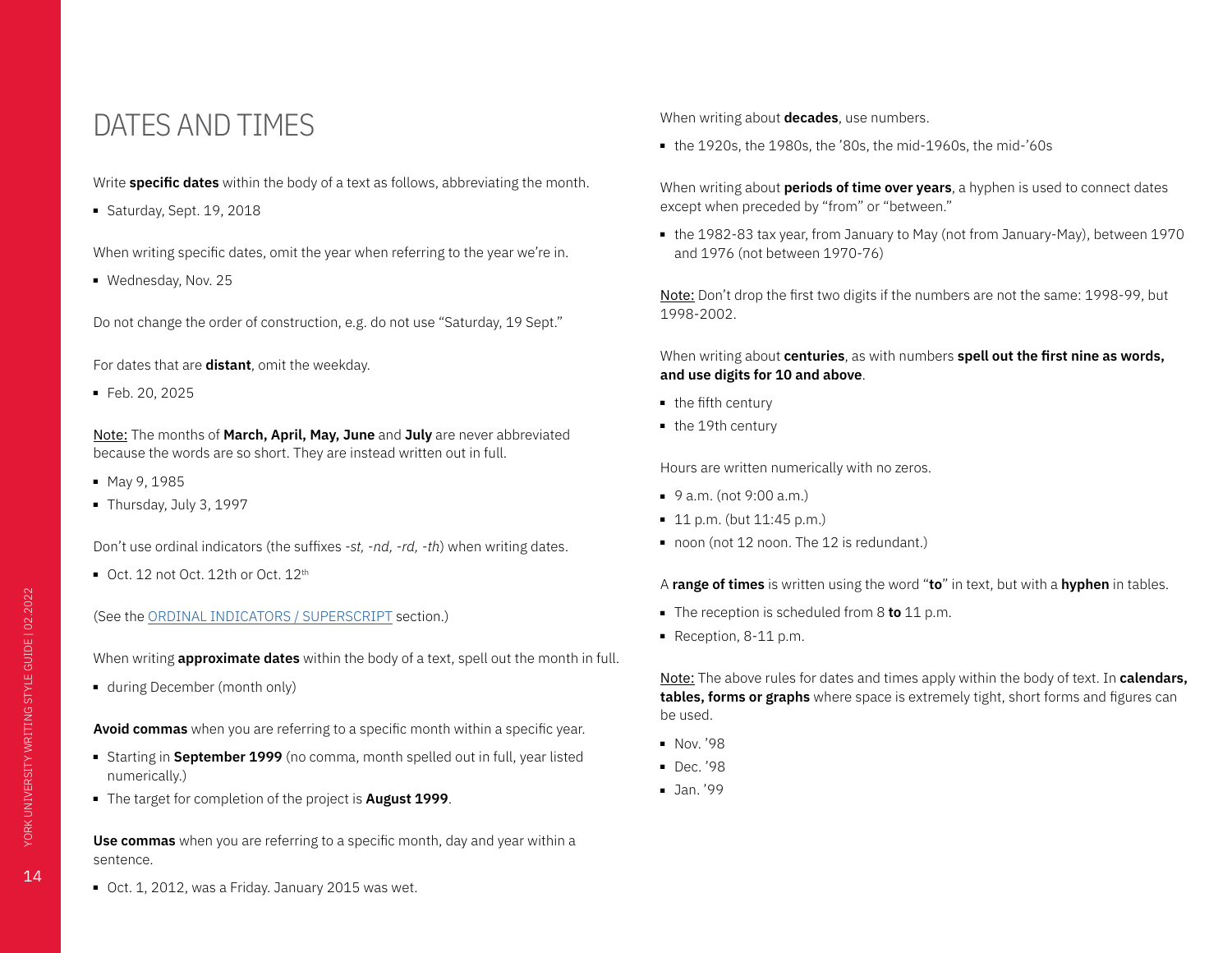# DATES AND TIMES

Write **specific dates** within the body of a text as follows, abbreviating the month.

- Saturday, Sept. 19, 2018

When writing specific dates, omit the year when referring to the year we're in.

- Wednesday, Nov. 25

Do not change the order of construction, e.g. do not use "Saturday, 19 Sept."

For dates that are **distant**, omit the weekday.

- Feb. 20, 2025

Note: The months of **March, April, May, June** and **July** are never abbreviated because the words are so short. They are instead written out in full.

- May 9, 1985
- Thursday, July 3, 1997

Don't use ordinal indicators (the suffixes *-st, -nd, -rd, -th*) when writing dates.

- Oct. 12 not Oct. 12th or Oct. 12th

(See the ORDINAL INDICATORS / SUPERSCRIPT section.)

When writing **approximate dates** within the body of a text, spell out the month in full.

- during December (month only)

**Avoid commas** when you are referring to a specific month within a specific year.

- Starting in **September 1999** (no comma, month spelled out in full, year listed numerically.)
- The target for completion of the project is **August 1999**.

**Use commas** when you are referring to a specific month, day and year within a sentence.

- Oct. 1, 2012, was a Friday. January 2015 was wet.

When writing about **decades**, use numbers.

- the 1920s, the 1980s, the '80s, the mid-1960s, the mid-'60s

When writing about **periods of time over years**, a hyphen is used to connect dates except when preceded by "from" or "between."

- the 1982-83 tax year, from January to May (not from January-May), between 1970 and 1976 (not between 1970-76)

Note: Don't drop the first two digits if the numbers are not the same: 1998-99, but 1998-2002.

When writing about **centuries**, as with numbers **spell out the first nine as words, and use digits for 10 and above**.

- the fifth century
- the 19th century

Hours are written numerically with no zeros.

- 9 a.m. (not 9:00 a.m.)
- 11 p.m. (but 11:45 p.m.)
- noon (not 12 noon. The 12 is redundant.)

A **range of times** is written using the word "**to**" in text, but with a **hyphen** in tables.

- The reception is scheduled from 8 **to** 11 p.m.
- Reception, 8-11 p.m.

Note: The above rules for dates and times apply within the body of text. In **calendars, tables, forms or graphs** where space is extremely tight, short forms and figures can be used.

- Nov. '98
- Dec. '98
- Jan. '99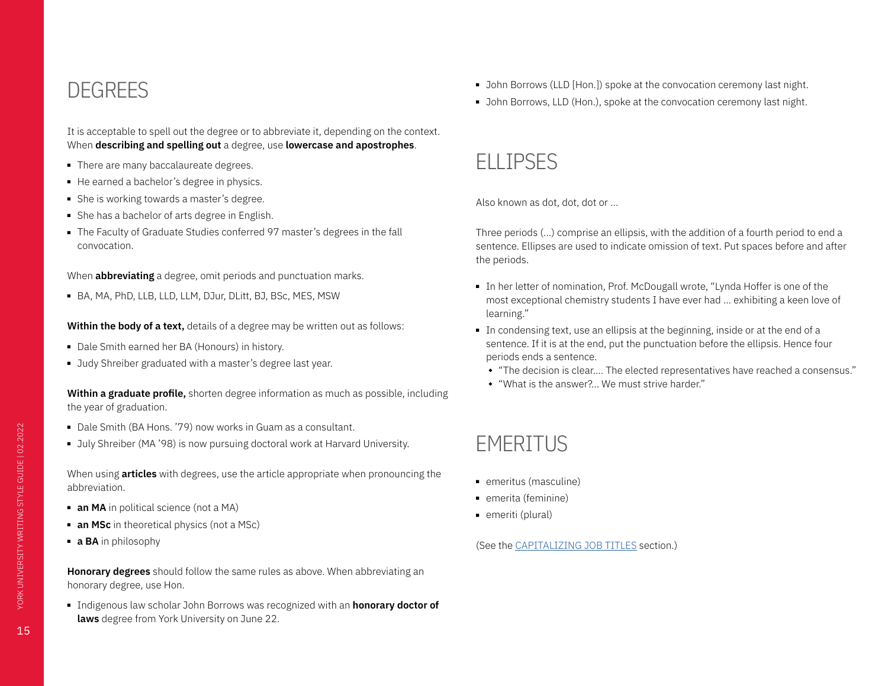## DEGREES

It is acceptable to spell out the degree or to abbreviate it, depending on the context. When **describing and spelling out** a degree, use **lowercase and apostrophes**.

- There are many baccalaureate degrees.
- He earned a bachelor's degree in physics.
- She is working towards a master's degree.
- She has a bachelor of arts degree in English.
- The Faculty of Graduate Studies conferred 97 master's degrees in the fall convocation.

When **abbreviating** a degree, omit periods and punctuation marks.

- BA, MA, PhD, LLB, LLD, LLM, DJur, DLitt, BJ, BSc, MES, MSW

**Within the body of a text,** details of a degree may be written out as follows:

- Dale Smith earned her BA (Honours) in history.
- Judy Shreiber graduated with a master's degree last year.

**Within a graduate profile,** shorten degree information as much as possible, including the year of graduation.

- Dale Smith (BA Hons. '79) now works in Guam as a consultant.
- July Shreiber (MA '98) is now pursuing doctoral work at Harvard University.

When using **articles** with degrees, use the article appropriate when pronouncing the abbreviation.

- **an MA** in political science (not a MA)
- **an MSc** in theoretical physics (not a MSc)
- **a BA** in philosophy

**Honorary degrees** should follow the same rules as above. When abbreviating an honorary degree, use Hon.

- Indigenous law scholar John Borrows was recognized with an **honorary doctor of laws** degree from York University on June 22.
- John Borrows (LLD [Hon.]) spoke at the convocation ceremony last night.
- John Borrows, LLD (Hon.), spoke at the convocation ceremony last night.

## ELLIPSES

Also known as dot, dot, dot or ...

Three periods (...) comprise an ellipsis, with the addition of a fourth period to end a sentence. Ellipses are used to indicate omission of text. Put spaces before and after the periods.

- In her letter of nomination, Prof. McDougall wrote, "Lynda Hoffer is one of the most exceptional chemistry students I have ever had ... exhibiting a keen love of learning."
- In condensing text, use an ellipsis at the beginning, inside or at the end of a sentence. If it is at the end, put the punctuation before the ellipsis. Hence four periods ends a sentence.
  - "The decision is clear.... The elected representatives have reached a consensus."
  - "What is the answer?... We must strive harder."

## EMERITUS

- emeritus (masculine)
- emerita (feminine)
- emeriti (plural)

(See the CAPITALIZING JOB TITLES section.)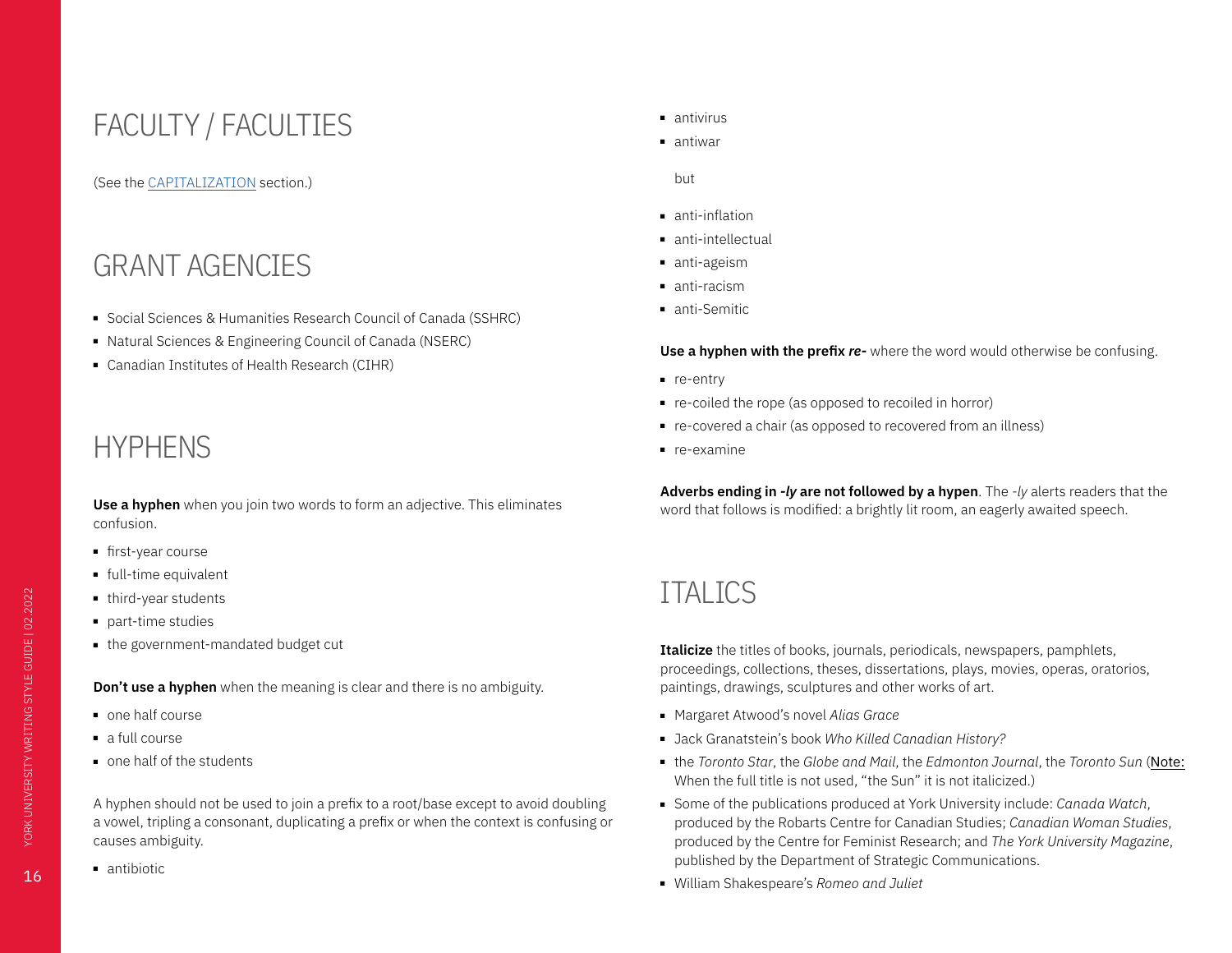## FACULTY / FACULTIES

(See the CAPITALIZATION section.)

## GRANT AGENCIES

- Social Sciences & Humanities Research Council of Canada (SSHRC)
- Natural Sciences & Engineering Council of Canada (NSERC)
- Canadian Institutes of Health Research (CIHR)

## HYPHENS

**Use a hyphen** when you join two words to form an adjective. This eliminates confusion.

- first-year course
- full-time equivalent
- third-year students
- part-time studies
- the government-mandated budget cut

**Don't use a hyphen** when the meaning is clear and there is no ambiguity.

- one half course
- a full course
- one half of the students

A hyphen should not be used to join a prefix to a root/base except to avoid doubling a vowel, tripling a consonant, duplicating a prefix or when the context is confusing or causes ambiguity.

- antibiotic
- antivirus
- antiwar

but

- anti-inflation
- anti-intellectual
- anti-ageism
- anti-racism
- anti-Semitic

**Use a hyphen with the prefix *re-*** where the word would otherwise be confusing.

- re-entry
- re-coiled the rope (as opposed to recoiled in horror)
- re-covered a chair (as opposed to recovered from an illness)
- re-examine

**Adverbs ending in *-ly* are not followed by a hypen**. The *-ly* alerts readers that the word that follows is modified: a brightly lit room, an eagerly awaited speech.

## ITALICS

**Italicize** the titles of books, journals, periodicals, newspapers, pamphlets, proceedings, collections, theses, dissertations, plays, movies, operas, oratorios, paintings, drawings, sculptures and other works of art.

- Margaret Atwood's novel *Alias Grace*
- Jack Granatstein's book *Who Killed Canadian History?*
- the *Toronto Star*, the *Globe and Mail*, the *Edmonton Journal*, the *Toronto Sun* (Note: When the full title is not used, "the Sun" it is not italicized.)
- Some of the publications produced at York University include: *Canada Watch*, produced by the Robarts Centre for Canadian Studies; *Canadian Woman Studies*, produced by the Centre for Feminist Research; and *The York University Magazine*, published by the Department of Strategic Communications.
- William Shakespeare's *Romeo and Juliet*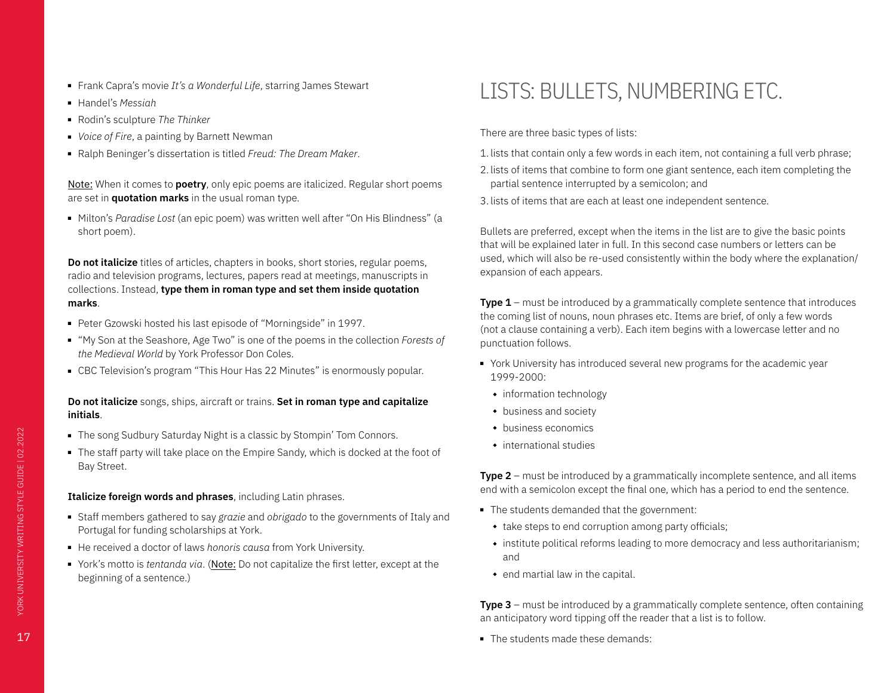- Frank Capra's movie *It's a Wonderful Life*, starring James Stewart
- Handel's *Messiah*
- Rodin's sculpture *The Thinker*
- *Voice of Fire*, a painting by Barnett Newman
- Ralph Beninger's dissertation is titled *Freud: The Dream Maker*.

Note: When it comes to **poetry**, only epic poems are italicized. Regular short poems are set in **quotation marks** in the usual roman type.

- Milton's *Paradise Lost* (an epic poem) was written well after "On His Blindness" (a short poem).

**Do not italicize** titles of articles, chapters in books, short stories, regular poems, radio and television programs, lectures, papers read at meetings, manuscripts in collections. Instead, **type them in roman type and set them inside quotation marks**.

- Peter Gzowski hosted his last episode of "Morningside" in 1997.
- "My Son at the Seashore, Age Two" is one of the poems in the collection *Forests of the Medieval World* by York Professor Don Coles.
- CBC Television's program "This Hour Has 22 Minutes" is enormously popular.

**Do not italicize** songs, ships, aircraft or trains. **Set in roman type and capitalize initials**.

- The song Sudbury Saturday Night is a classic by Stompin' Tom Connors.
- The staff party will take place on the Empire Sandy, which is docked at the foot of Bay Street.

**Italicize foreign words and phrases**, including Latin phrases.

- Staff members gathered to say *grazie* and *obrigado* to the governments of Italy and Portugal for funding scholarships at York.
- He received a doctor of laws *honoris causa* from York University.
- York's motto is *tentanda via*. (Note: Do not capitalize the first letter, except at the beginning of a sentence.)

# LISTS: BULLETS, NUMBERING ETC.

There are three basic types of lists:

1. lists that contain only a few words in each item, not containing a full verb phrase;
2. lists of items that combine to form one giant sentence, each item completing the partial sentence interrupted by a semicolon; and
3. lists of items that are each at least one independent sentence.

Bullets are preferred, except when the items in the list are to give the basic points that will be explained later in full. In this second case numbers or letters can be used, which will also be re-used consistently within the body where the explanation/expansion of each appears.

**Type 1** – must be introduced by a grammatically complete sentence that introduces the coming list of nouns, noun phrases etc. Items are brief, of only a few words (not a clause containing a verb). Each item begins with a lowercase letter and no punctuation follows.

- York University has introduced several new programs for the academic year 1999-2000:
  - information technology
  - business and society
  - business economics
  - international studies

**Type 2** – must be introduced by a grammatically incomplete sentence, and all items end with a semicolon except the final one, which has a period to end the sentence.

- The students demanded that the government:
  - take steps to end corruption among party officials;
  - institute political reforms leading to more democracy and less authoritarianism; and
  - end martial law in the capital.

**Type 3** – must be introduced by a grammatically complete sentence, often containing an anticipatory word tipping off the reader that a list is to follow.

- The students made these demands: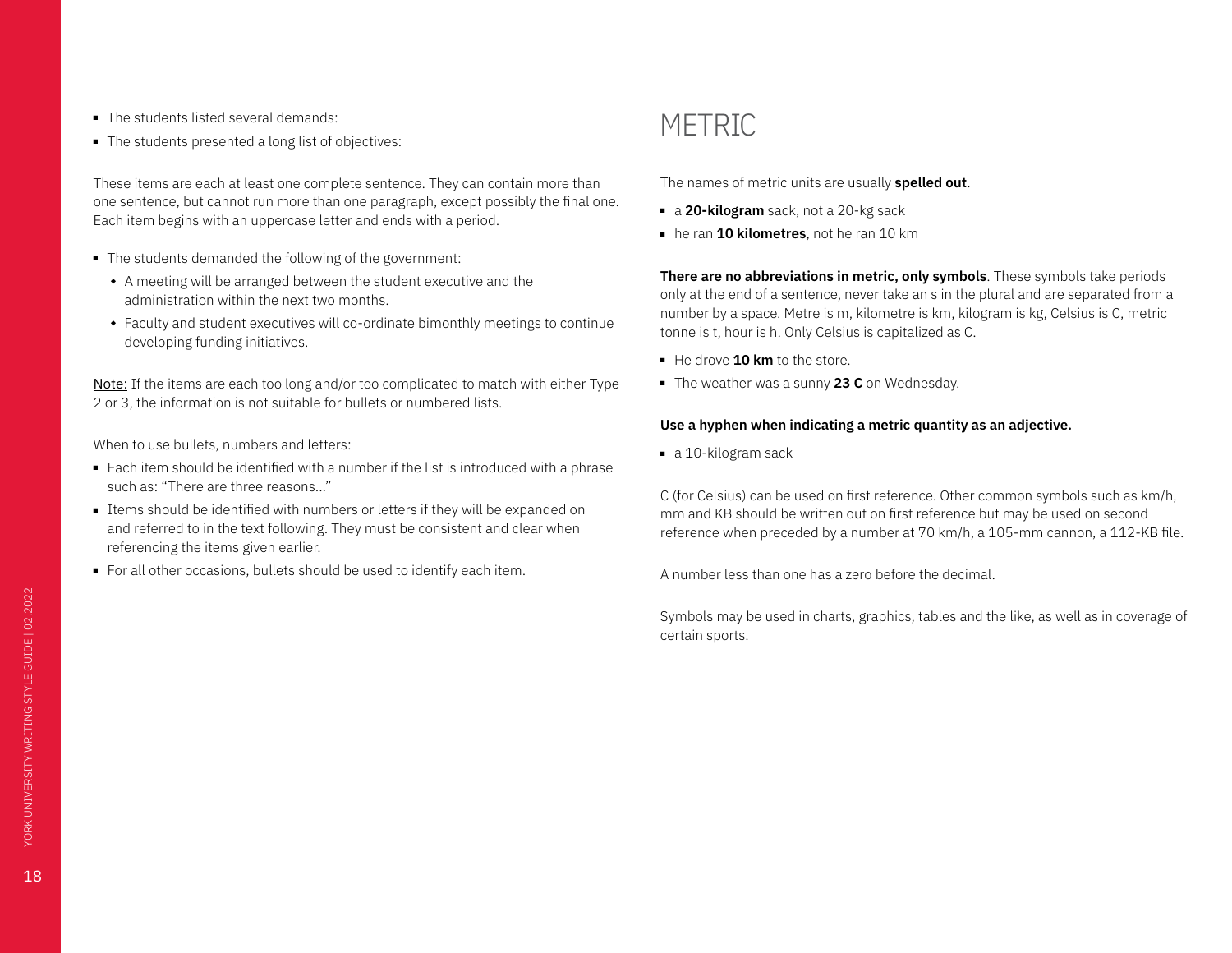- The students listed several demands:
- The students presented a long list of objectives:

These items are each at least one complete sentence. They can contain more than one sentence, but cannot run more than one paragraph, except possibly the final one. Each item begins with an uppercase letter and ends with a period.

- The students demanded the following of the government:
  - A meeting will be arranged between the student executive and the administration within the next two months.
  - Faculty and student executives will co-ordinate bimonthly meetings to continue developing funding initiatives.

Note: If the items are each too long and/or too complicated to match with either Type 2 or 3, the information is not suitable for bullets or numbered lists.

When to use bullets, numbers and letters:

- Each item should be identified with a number if the list is introduced with a phrase such as: "There are three reasons..."
- Items should be identified with numbers or letters if they will be expanded on and referred to in the text following. They must be consistent and clear when referencing the items given earlier.
- For all other occasions, bullets should be used to identify each item.

# METRIC

The names of metric units are usually **spelled out**.

- a **20-kilogram** sack, not a 20-kg sack
- he ran **10 kilometres**, not he ran 10 km

**There are no abbreviations in metric, only symbols**. These symbols take periods only at the end of a sentence, never take an s in the plural and are separated from a number by a space. Metre is m, kilometre is km, kilogram is kg, Celsius is C, metric tonne is t, hour is h. Only Celsius is capitalized as C.

- He drove **10 km** to the store.
- The weather was a sunny **23 C** on Wednesday.

**Use a hyphen when indicating a metric quantity as an adjective.**

- a 10-kilogram sack

C (for Celsius) can be used on first reference. Other common symbols such as km/h, mm and KB should be written out on first reference but may be used on second reference when preceded by a number at 70 km/h, a 105-mm cannon, a 112-KB file.

A number less than one has a zero before the decimal.

Symbols may be used in charts, graphics, tables and the like, as well as in coverage of certain sports.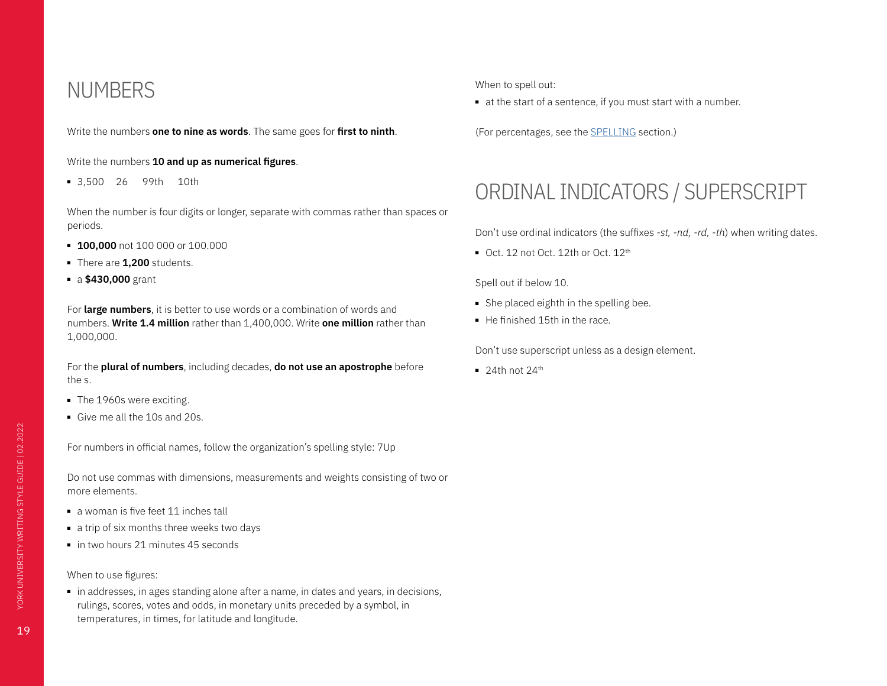# NUMBERS

Write the numbers **one to nine as words**. The same goes for **first to ninth**.

Write the numbers **10 and up as numerical figures**.

- 3,500 26 99th 10th

When the number is four digits or longer, separate with commas rather than spaces or periods.

- **100,000** not 100 000 or 100.000
- There are **1,200** students.
- a **$430,000** grant

For **large numbers**, it is better to use words or a combination of words and numbers. **Write 1.4 million** rather than 1,400,000. Write **one million** rather than 1,000,000.

For the **plural of numbers**, including decades, **do not use an apostrophe** before the s.

- The 1960s were exciting.
- Give me all the 10s and 20s.

For numbers in official names, follow the organization's spelling style: 7Up

Do not use commas with dimensions, measurements and weights consisting of two or more elements.

- a woman is five feet 11 inches tall
- a trip of six months three weeks two days
- in two hours 21 minutes 45 seconds

When to use figures:

- in addresses, in ages standing alone after a name, in dates and years, in decisions, rulings, scores, votes and odds, in monetary units preceded by a symbol, in temperatures, in times, for latitude and longitude.

When to spell out:

- at the start of a sentence, if you must start with a number.

(For percentages, see the SPELLING section.)

# ORDINAL INDICATORS / SUPERSCRIPT

Don't use ordinal indicators (the suffixes *-st, -nd, -rd, -th*) when writing dates.

- Oct. 12 not Oct. 12th or Oct. $12^{th}$

Spell out if below 10.

- She placed eighth in the spelling bee.
- He finished 15th in the race.

Don't use superscript unless as a design element.

- 24th not $24^{th}$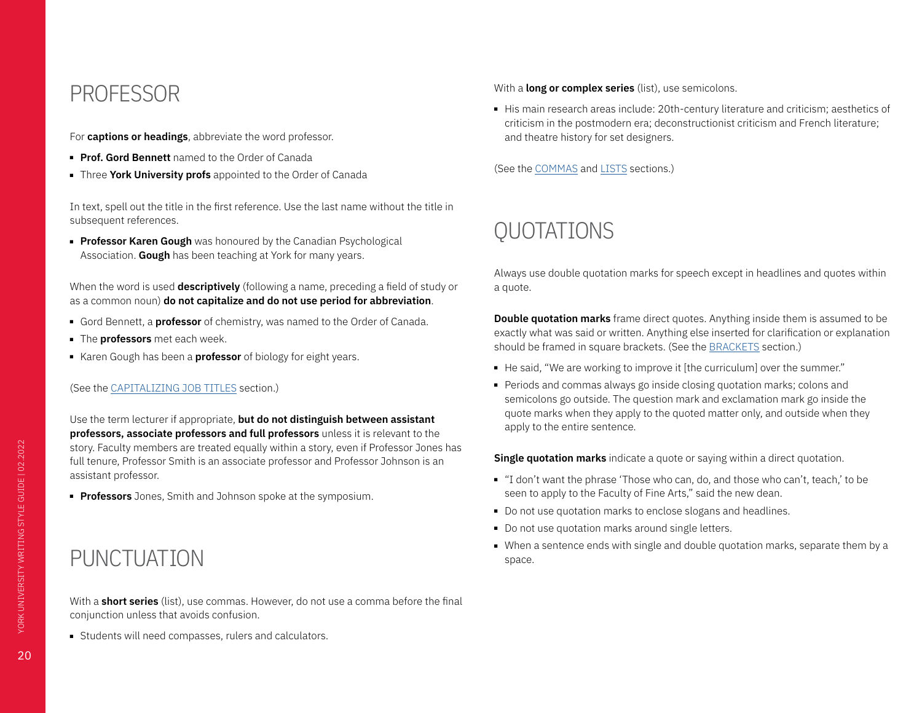## PROFESSOR

For **captions or headings**, abbreviate the word professor.

- **Prof. Gord Bennett** named to the Order of Canada
- Three **York University profs** appointed to the Order of Canada

In text, spell out the title in the first reference. Use the last name without the title in subsequent references.

- **Professor Karen Gough** was honoured by the Canadian Psychological Association. **Gough** has been teaching at York for many years.

When the word is used **descriptively** (following a name, preceding a field of study or as a common noun) **do not capitalize and do not use period for abbreviation**.

- Gord Bennett, a **professor** of chemistry, was named to the Order of Canada.
- The **professors** met each week.
- Karen Gough has been a **professor** of biology for eight years.

(See the CAPITALIZING JOB TITLES section.)

Use the term lecturer if appropriate, **but do not distinguish between assistant professors, associate professors and full professors** unless it is relevant to the story. Faculty members are treated equally within a story, even if Professor Jones has full tenure, Professor Smith is an associate professor and Professor Johnson is an assistant professor.

- **Professors** Jones, Smith and Johnson spoke at the symposium.

## PUNCTUATION

With a **short series** (list), use commas. However, do not use a comma before the final conjunction unless that avoids confusion.

- Students will need compasses, rulers and calculators.

With a **long or complex series** (list), use semicolons.

- His main research areas include: 20th-century literature and criticism; aesthetics of criticism in the postmodern era; deconstructionist criticism and French literature; and theatre history for set designers.

(See the COMMAS and LISTS sections.)

## QUOTATIONS

Always use double quotation marks for speech except in headlines and quotes within a quote.

**Double quotation marks** frame direct quotes. Anything inside them is assumed to be exactly what was said or written. Anything else inserted for clarification or explanation should be framed in square brackets. (See the BRACKETS section.)

- He said, "We are working to improve it [the curriculum] over the summer."
- Periods and commas always go inside closing quotation marks; colons and semicolons go outside. The question mark and exclamation mark go inside the quote marks when they apply to the quoted matter only, and outside when they apply to the entire sentence.

**Single quotation marks** indicate a quote or saying within a direct quotation.

- "I don't want the phrase 'Those who can, do, and those who can't, teach,' to be seen to apply to the Faculty of Fine Arts," said the new dean.
- Do not use quotation marks to enclose slogans and headlines.
- Do not use quotation marks around single letters.
- When a sentence ends with single and double quotation marks, separate them by a space.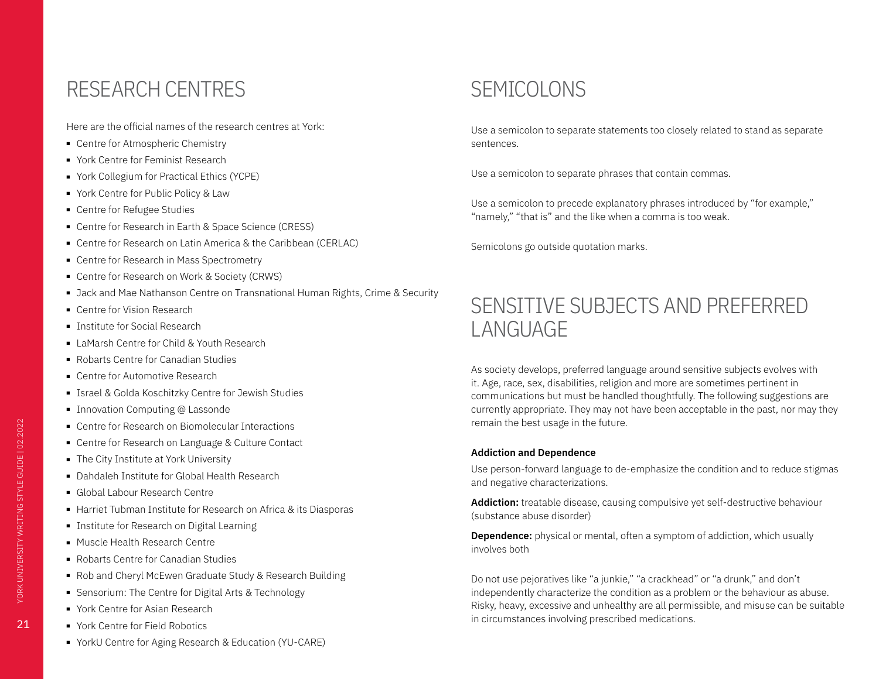# RESEARCH CENTRES

Here are the official names of the research centres at York:

- Centre for Atmospheric Chemistry
- York Centre for Feminist Research
- York Collegium for Practical Ethics (YCPE)
- York Centre for Public Policy & Law
- Centre for Refugee Studies
- Centre for Research in Earth & Space Science (CRESS)
- Centre for Research on Latin America & the Caribbean (CERLAC)
- Centre for Research in Mass Spectrometry
- Centre for Research on Work & Society (CRWS)
- Jack and Mae Nathanson Centre on Transnational Human Rights, Crime & Security
- Centre for Vision Research
- Institute for Social Research
- LaMarsh Centre for Child & Youth Research
- Robarts Centre for Canadian Studies
- Centre for Automotive Research
- Israel & Golda Koschitzky Centre for Jewish Studies
- Innovation Computing @ Lassonde
- Centre for Research on Biomolecular Interactions
- Centre for Research on Language & Culture Contact
- The City Institute at York University
- Dahdaleh Institute for Global Health Research
- Global Labour Research Centre
- Harriet Tubman Institute for Research on Africa & its Diasporas
- Institute for Research on Digital Learning
- Muscle Health Research Centre
- Robarts Centre for Canadian Studies
- Rob and Cheryl McEwen Graduate Study & Research Building
- Sensorium: The Centre for Digital Arts & Technology
- York Centre for Asian Research
- York Centre for Field Robotics
- YorkU Centre for Aging Research & Education (YU-CARE)

# SEMICOLONS

Use a semicolon to separate statements too closely related to stand as separate sentences.

Use a semicolon to separate phrases that contain commas.

Use a semicolon to precede explanatory phrases introduced by "for example," "namely," "that is" and the like when a comma is too weak.

Semicolons go outside quotation marks.

# SENSITIVE SUBJECTS AND PREFERRED LANGUAGE

As society develops, preferred language around sensitive subjects evolves with it. Age, race, sex, disabilities, religion and more are sometimes pertinent in communications but must be handled thoughtfully. The following suggestions are currently appropriate. They may not have been acceptable in the past, nor may they remain the best usage in the future.

**Addiction and Dependence**

Use person-forward language to de-emphasize the condition and to reduce stigmas and negative characterizations.

**Addiction:** treatable disease, causing compulsive yet self-destructive behaviour (substance abuse disorder)

**Dependence:** physical or mental, often a symptom of addiction, which usually involves both

Do not use pejoratives like "a junkie," "a crackhead" or "a drunk," and don't independently characterize the condition as a problem or the behaviour as abuse. Risky, heavy, excessive and unhealthy are all permissible, and misuse can be suitable in circumstances involving prescribed medications.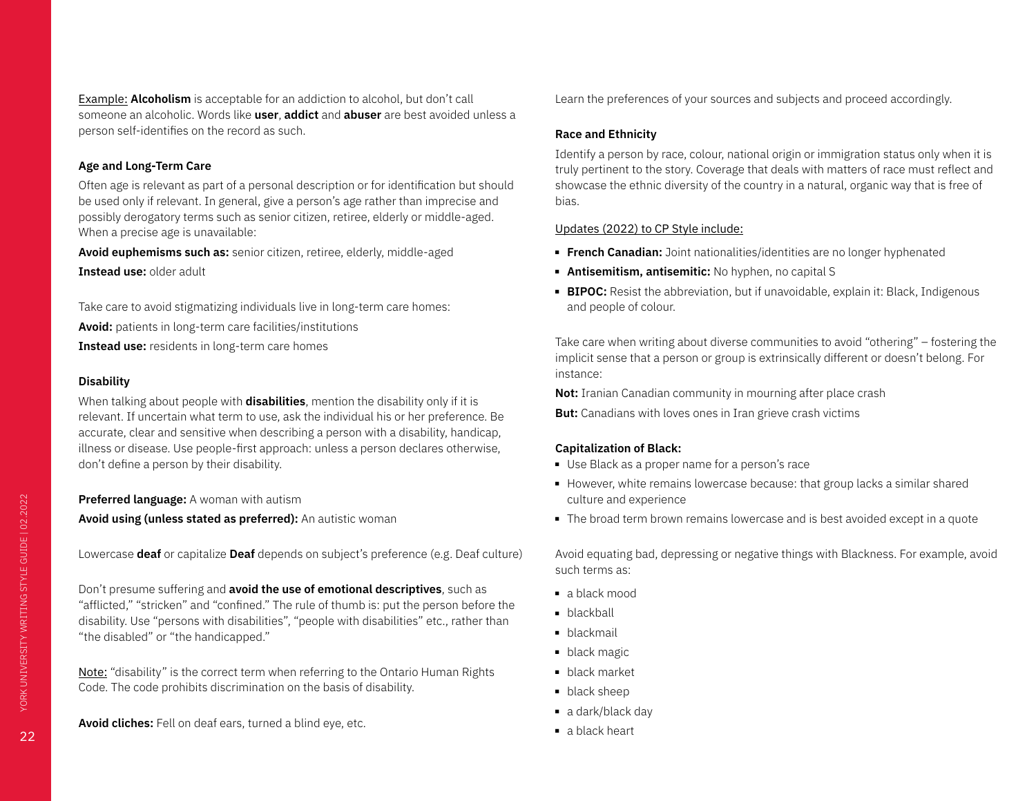<u>Example:</u> **Alcoholism** is acceptable for an addiction to alcohol, but don't call someone an alcoholic. Words like **user**, **addict** and **abuser** are best avoided unless a person self-identifies on the record as such.

### Age and Long-Term Care

Often age is relevant as part of a personal description or for identification but should be used only if relevant. In general, give a person's age rather than imprecise and possibly derogatory terms such as senior citizen, retiree, elderly or middle-aged. When a precise age is unavailable:

**Avoid euphemisms such as:** senior citizen, retiree, elderly, middle-aged

**Instead use:** older adult

Take care to avoid stigmatizing individuals live in long-term care homes:

**Avoid:** patients in long-term care facilities/institutions

**Instead use:** residents in long-term care homes

### Disability

When talking about people with **disabilities**, mention the disability only if it is relevant. If uncertain what term to use, ask the individual his or her preference. Be accurate, clear and sensitive when describing a person with a disability, handicap, illness or disease. Use people-first approach: unless a person declares otherwise, don't define a person by their disability.

**Preferred language:** A woman with autism

**Avoid using (unless stated as preferred):** An autistic woman

Lowercase **deaf** or capitalize **Deaf** depends on subject's preference (e.g. Deaf culture)

Don't presume suffering and **avoid the use of emotional descriptives**, such as "afflicted," "stricken" and "confined." The rule of thumb is: put the person before the disability. Use "persons with disabilities", "people with disabilities" etc., rather than "the disabled" or "the handicapped."

<u>Note:</u> "disability" is the correct term when referring to the Ontario Human Rights Code. The code prohibits discrimination on the basis of disability.

**Avoid cliches:** Fell on deaf ears, turned a blind eye, etc.

Learn the preferences of your sources and subjects and proceed accordingly.

### Race and Ethnicity

Identify a person by race, colour, national origin or immigration status only when it is truly pertinent to the story. Coverage that deals with matters of race must reflect and showcase the ethnic diversity of the country in a natural, organic way that is free of bias.

<u>Updates (2022) to CP Style include:</u>

- **French Canadian:** Joint nationalities/identities are no longer hyphenated
- **Antisemitism, antisemitic:** No hyphen, no capital S
- **BIPOC:** Resist the abbreviation, but if unavoidable, explain it: Black, Indigenous and people of colour.

Take care when writing about diverse communities to avoid "othering" – fostering the implicit sense that a person or group is extrinsically different or doesn't belong. For instance:

**Not:** Iranian Canadian community in mourning after place crash

**But:** Canadians with loves ones in Iran grieve crash victims

### Capitalization of Black:

- Use Black as a proper name for a person's race
- However, white remains lowercase because: that group lacks a similar shared culture and experience
- The broad term brown remains lowercase and is best avoided except in a quote

Avoid equating bad, depressing or negative things with Blackness. For example, avoid such terms as:

- a black mood
- blackball
- blackmail
- black magic
- black market
- black sheep
- a dark/black day
- a black heart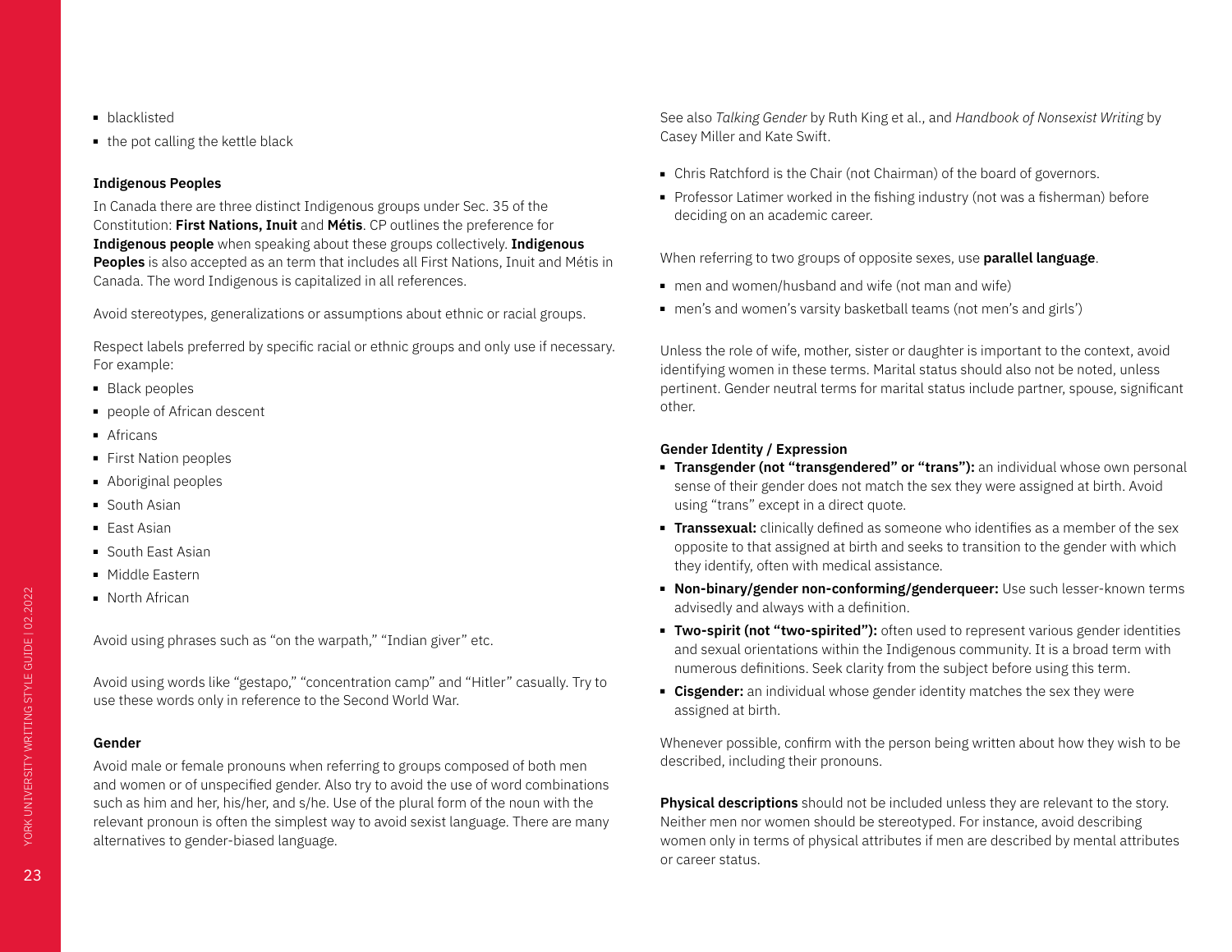- blacklisted
- the pot calling the kettle black

**Indigenous Peoples**

In Canada there are three distinct Indigenous groups under Sec. 35 of the Constitution: **First Nations, Inuit** and **Métis**. CP outlines the preference for **Indigenous people** when speaking about these groups collectively. **Indigenous Peoples** is also accepted as an term that includes all First Nations, Inuit and Métis in Canada. The word Indigenous is capitalized in all references.

Avoid stereotypes, generalizations or assumptions about ethnic or racial groups.

Respect labels preferred by specific racial or ethnic groups and only use if necessary. For example:

- Black peoples
- people of African descent
- Africans
- First Nation peoples
- Aboriginal peoples
- South Asian
- East Asian
- South East Asian
- Middle Eastern
- North African

Avoid using phrases such as "on the warpath," "Indian giver" etc.

Avoid using words like "gestapo," "concentration camp" and "Hitler" casually. Try to use these words only in reference to the Second World War.

**Gender**

Avoid male or female pronouns when referring to groups composed of both men and women or of unspecified gender. Also try to avoid the use of word combinations such as him and her, his/her, and s/he. Use of the plural form of the noun with the relevant pronoun is often the simplest way to avoid sexist language. There are many alternatives to gender-biased language.

See also *Talking Gender* by Ruth King et al., and *Handbook of Nonsexist Writing* by Casey Miller and Kate Swift.

- Chris Ratchford is the Chair (not Chairman) of the board of governors.
- Professor Latimer worked in the fishing industry (not was a fisherman) before deciding on an academic career.

When referring to two groups of opposite sexes, use **parallel language**.

- men and women/husband and wife (not man and wife)
- men's and women's varsity basketball teams (not men's and girls')

Unless the role of wife, mother, sister or daughter is important to the context, avoid identifying women in these terms. Marital status should also not be noted, unless pertinent. Gender neutral terms for marital status include partner, spouse, significant other.

**Gender Identity / Expression**

- **Transgender (not "transgendered" or "trans"):** an individual whose own personal sense of their gender does not match the sex they were assigned at birth. Avoid using "trans" except in a direct quote.
- **Transsexual:** clinically defined as someone who identifies as a member of the sex opposite to that assigned at birth and seeks to transition to the gender with which they identify, often with medical assistance.
- **Non-binary/gender non-conforming/genderqueer:** Use such lesser-known terms advisedly and always with a definition.
- **Two-spirit (not "two-spirited"):** often used to represent various gender identities and sexual orientations within the Indigenous community. It is a broad term with numerous definitions. Seek clarity from the subject before using this term.
- **Cisgender:** an individual whose gender identity matches the sex they were assigned at birth.

Whenever possible, confirm with the person being written about how they wish to be described, including their pronouns.

**Physical descriptions** should not be included unless they are relevant to the story. Neither men nor women should be stereotyped. For instance, avoid describing women only in terms of physical attributes if men are described by mental attributes or career status.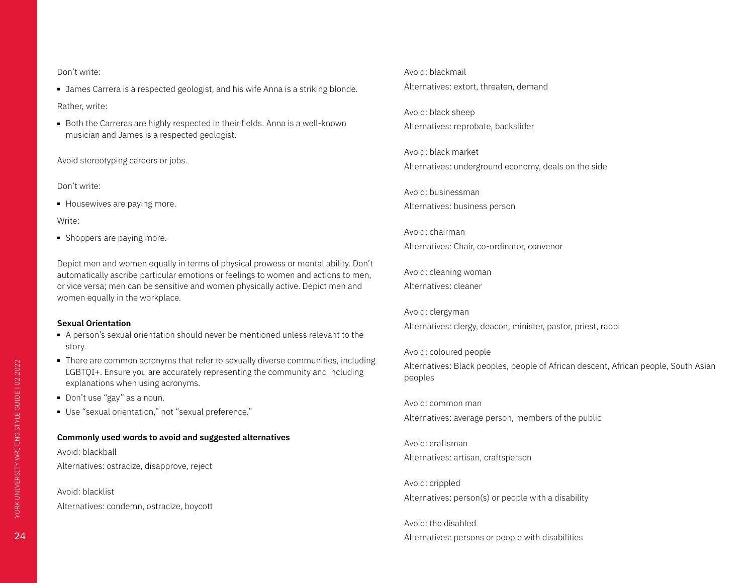Don't write:

- James Carrera is a respected geologist, and his wife Anna is a striking blonde.

Rather, write:

- Both the Carreras are highly respected in their fields. Anna is a well-known musician and James is a respected geologist.

Avoid stereotyping careers or jobs.

Don't write:

- Housewives are paying more.

Write:

- Shoppers are paying more.

Depict men and women equally in terms of physical prowess or mental ability. Don't automatically ascribe particular emotions or feelings to women and actions to men, or vice versa; men can be sensitive and women physically active. Depict men and women equally in the workplace.

**Sexual Orientation**

- A person's sexual orientation should never be mentioned unless relevant to the story.
- There are common acronyms that refer to sexually diverse communities, including LGBTQI+. Ensure you are accurately representing the community and including explanations when using acronyms.
- Don't use "gay" as a noun.
- Use "sexual orientation," not "sexual preference."

**Commonly used words to avoid and suggested alternatives**

Avoid: blackball
Alternatives: ostracize, disapprove, reject

Avoid: blacklist
Alternatives: condemn, ostracize, boycott

Avoid: blackmail
Alternatives: extort, threaten, demand

Avoid: black sheep
Alternatives: reprobate, backslider

Avoid: black market
Alternatives: underground economy, deals on the side

Avoid: businessman
Alternatives: business person

Avoid: chairman
Alternatives: Chair, co-ordinator, convenor

Avoid: cleaning woman
Alternatives: cleaner

Avoid: clergyman
Alternatives: clergy, deacon, minister, pastor, priest, rabbi

Avoid: coloured people
Alternatives: Black peoples, people of African descent, African people, South Asian peoples

Avoid: common man
Alternatives: average person, members of the public

Avoid: craftsman
Alternatives: artisan, craftsperson

Avoid: crippled
Alternatives: person(s) or people with a disability

Avoid: the disabled
Alternatives: persons or people with disabilities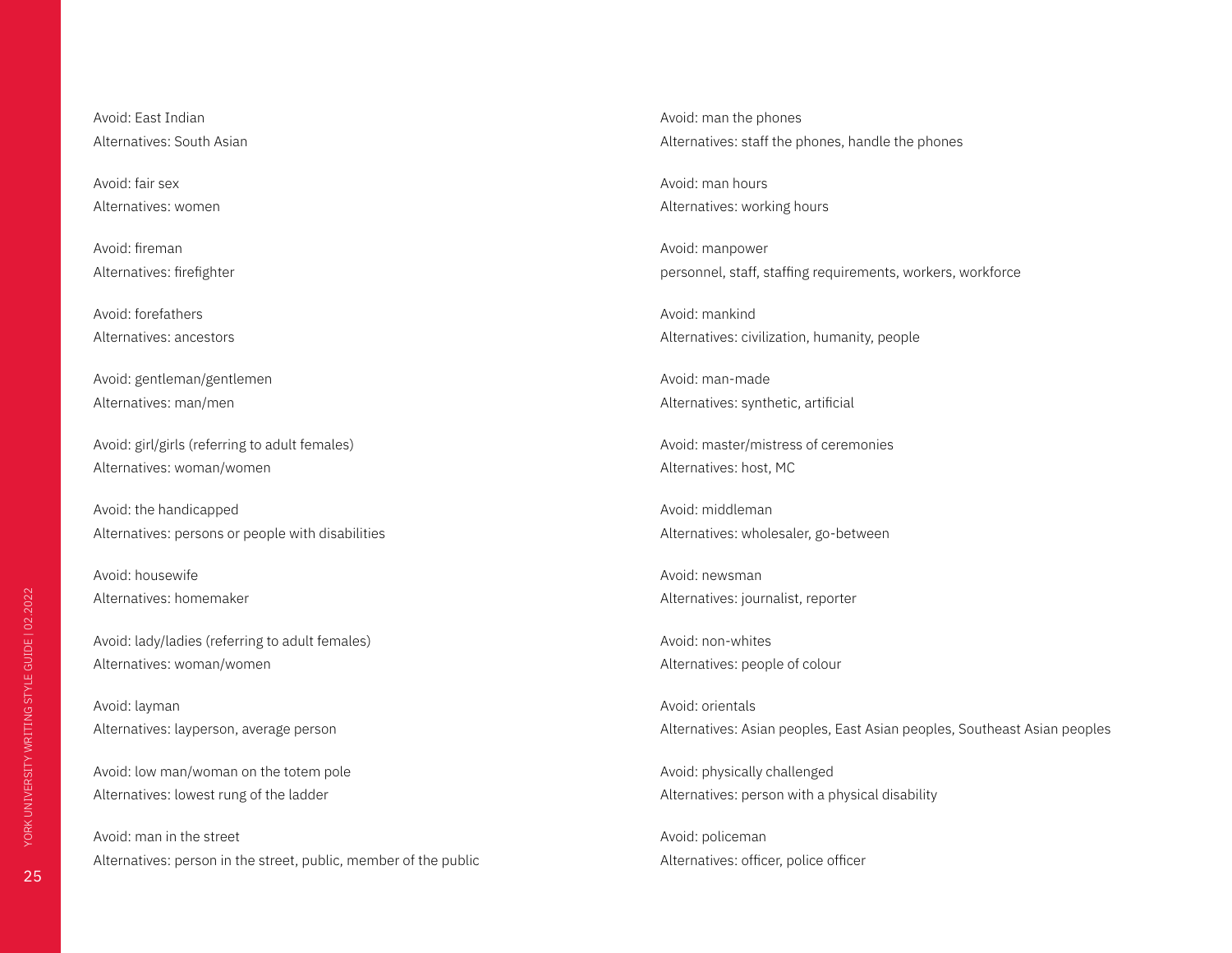Avoid: East Indian
Alternatives: South Asian

Avoid: fair sex
Alternatives: women

Avoid: fireman
Alternatives: firefighter

Avoid: forefathers
Alternatives: ancestors

Avoid: gentleman/gentlemen
Alternatives: man/men

Avoid: girl/girls (referring to adult females)
Alternatives: woman/women

Avoid: the handicapped
Alternatives: persons or people with disabilities

Avoid: housewife
Alternatives: homemaker

Avoid: lady/ladies (referring to adult females)
Alternatives: woman/women

Avoid: layman
Alternatives: layperson, average person

Avoid: low man/woman on the totem pole
Alternatives: lowest rung of the ladder

Avoid: man in the street
Alternatives: person in the street, public, member of the public

Avoid: man the phones
Alternatives: staff the phones, handle the phones

Avoid: man hours
Alternatives: working hours

Avoid: manpower
personnel, staff, staffing requirements, workers, workforce

Avoid: mankind
Alternatives: civilization, humanity, people

Avoid: man-made
Alternatives: synthetic, artificial

Avoid: master/mistress of ceremonies
Alternatives: host, MC

Avoid: middleman
Alternatives: wholesaler, go-between

Avoid: newsman
Alternatives: journalist, reporter

Avoid: non-whites
Alternatives: people of colour

Avoid: orientals
Alternatives: Asian peoples, East Asian peoples, Southeast Asian peoples

Avoid: physically challenged
Alternatives: person with a physical disability

Avoid: policeman
Alternatives: officer, police officer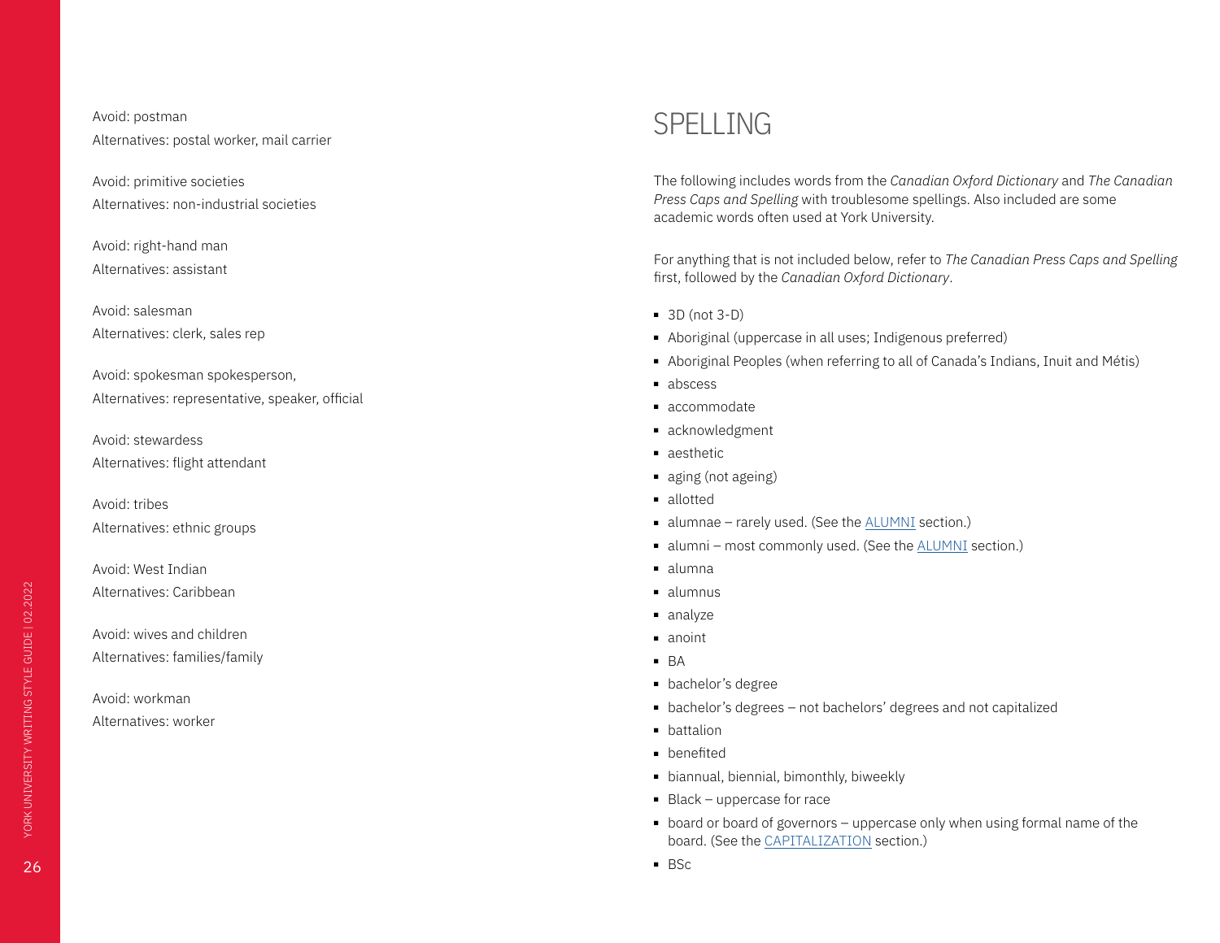Avoid: postman
Alternatives: postal worker, mail carrier

Avoid: primitive societies
Alternatives: non-industrial societies

Avoid: right-hand man
Alternatives: assistant

Avoid: salesman
Alternatives: clerk, sales rep

Avoid: spokesman spokesperson,
Alternatives: representative, speaker, official

Avoid: stewardess
Alternatives: flight attendant

Avoid: tribes
Alternatives: ethnic groups

Avoid: West Indian
Alternatives: Caribbean

Avoid: wives and children
Alternatives: families/family

Avoid: workman
Alternatives: worker

# SPELLING

The following includes words from the *Canadian Oxford Dictionary* and *The Canadian Press Caps and Spelling* with troublesome spellings. Also included are some academic words often used at York University.

For anything that is not included below, refer to *The Canadian Press Caps and Spelling* first, followed by the *Canadian Oxford Dictionary*.

- 3D (not 3-D)
- Aboriginal (uppercase in all uses; Indigenous preferred)
- Aboriginal Peoples (when referring to all of Canada's Indians, Inuit and Métis)
- abscess
- accommodate
- acknowledgment
- aesthetic
- aging (not ageing)
- allotted
- alumnae – rarely used. (See the ALUMNI section.)
- alumni – most commonly used. (See the ALUMNI section.)
- alumna
- alumnus
- analyze
- anoint
- BA
- bachelor's degree
- bachelor's degrees – not bachelors' degrees and not capitalized
- battalion
- benefited
- biannual, biennial, bimonthly, biweekly
- Black – uppercase for race
- board or board of governors – uppercase only when using formal name of the board. (See the CAPITALIZATION section.)
- BSc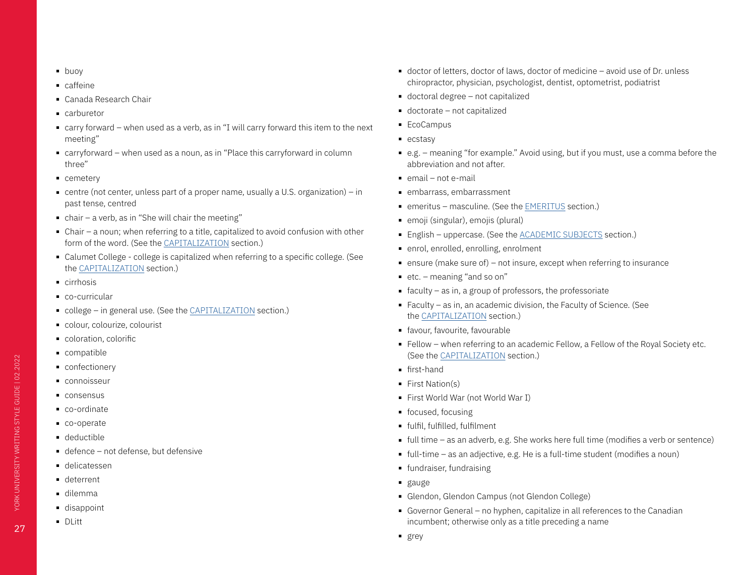- buoy
- caffeine
- Canada Research Chair
- carburetor
- carry forward – when used as a verb, as in "I will carry forward this item to the next meeting"
- carryforward – when used as a noun, as in "Place this carryforward in column three"
- cemetery
- centre (not center, unless part of a proper name, usually a U.S. organization) – in past tense, centred
- chair – a verb, as in "She will chair the meeting"
- Chair – a noun; when referring to a title, capitalized to avoid confusion with other form of the word. (See the CAPITALIZATION section.)
- Calumet College - college is capitalized when referring to a specific college. (See the CAPITALIZATION section.)
- cirrhosis
- co-curricular
- college – in general use. (See the CAPITALIZATION section.)
- colour, colourize, colourist
- coloration, colorific
- compatible
- confectionery
- connoisseur
- consensus
- co-ordinate
- co-operate
- deductible
- defence – not defense, but defensive
- delicatessen
- deterrent
- dilemma
- disappoint
- DLitt
- doctor of letters, doctor of laws, doctor of medicine – avoid use of Dr. unless chiropractor, physician, psychologist, dentist, optometrist, podiatrist
- doctoral degree – not capitalized
- doctorate – not capitalized
- EcoCampus
- ecstasy
- e.g. – meaning "for example." Avoid using, but if you must, use a comma before the abbreviation and not after.
- email – not e-mail
- embarrass, embarrassment
- emeritus – masculine. (See the EMERITUS section.)
- emoji (singular), emojis (plural)
- English – uppercase. (See the ACADEMIC SUBJECTS section.)
- enrol, enrolled, enrolling, enrolment
- ensure (make sure of) – not insure, except when referring to insurance
- etc. – meaning "and so on"
- faculty – as in, a group of professors, the professoriate
- Faculty – as in, an academic division, the Faculty of Science. (See the CAPITALIZATION section.)
- favour, favourite, favourable
- Fellow – when referring to an academic Fellow, a Fellow of the Royal Society etc. (See the CAPITALIZATION section.)
- first-hand
- First Nation(s)
- First World War (not World War I)
- focused, focusing
- fulfil, fulfilled, fulfilment
- full time – as an adverb, e.g. She works here full time (modifies a verb or sentence)
- full-time – as an adjective, e.g. He is a full-time student (modifies a noun)
- fundraiser, fundraising
- gauge
- Glendon, Glendon Campus (not Glendon College)
- Governor General – no hyphen, capitalize in all references to the Canadian incumbent; otherwise only as a title preceding a name
- grey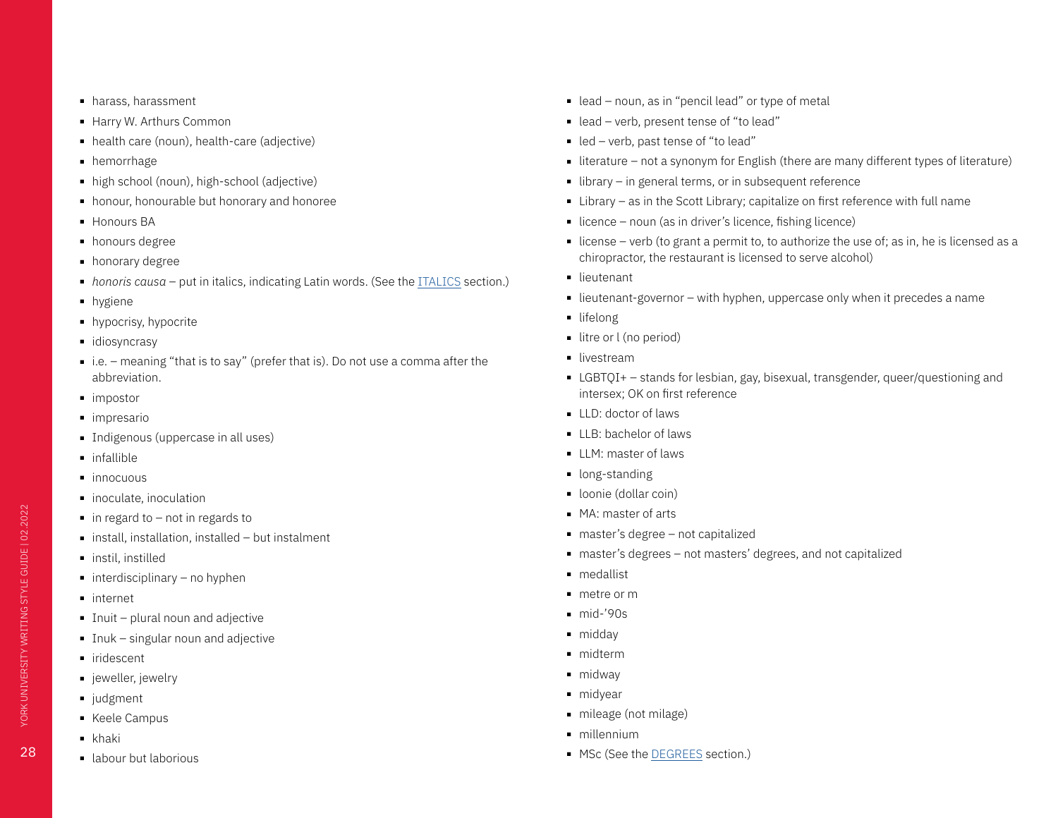- harass, harassment
- Harry W. Arthurs Common
- health care (noun), health-care (adjective)
- hemorrhage
- high school (noun), high-school (adjective)
- honour, honourable but honorary and honoree
- Honours BA
- honours degree
- honorary degree
- *honoris causa* – put in italics, indicating Latin words. (See the ITALICS section.)
- hygiene
- hypocrisy, hypocrite
- idiosyncrasy
- i.e. – meaning "that is to say" (prefer that is). Do not use a comma after the abbreviation.
- impostor
- impresario
- Indigenous (uppercase in all uses)
- infallible
- innocuous
- inoculate, inoculation
- in regard to – not in regards to
- install, installation, installed – but instalment
- instil, instilled
- interdisciplinary – no hyphen
- internet
- Inuit – plural noun and adjective
- Inuk – singular noun and adjective
- iridescent
- jeweller, jewelry
- judgment
- Keele Campus
- khaki
- labour but laborious
- lead – noun, as in "pencil lead" or type of metal
- lead – verb, present tense of "to lead"
- led – verb, past tense of "to lead"
- literature – not a synonym for English (there are many different types of literature)
- library – in general terms, or in subsequent reference
- Library – as in the Scott Library; capitalize on first reference with full name
- licence – noun (as in driver's licence, fishing licence)
- license – verb (to grant a permit to, to authorize the use of; as in, he is licensed as a chiropractor, the restaurant is licensed to serve alcohol)
- lieutenant
- lieutenant-governor – with hyphen, uppercase only when it precedes a name
- lifelong
- litre or l (no period)
- livestream
- LGBTQI+ – stands for lesbian, gay, bisexual, transgender, queer/questioning and intersex; OK on first reference
- LLD: doctor of laws
- LLB: bachelor of laws
- LLM: master of laws
- long-standing
- loonie (dollar coin)
- MA: master of arts
- master's degree – not capitalized
- master's degrees – not masters' degrees, and not capitalized
- medallist
- metre or m
- mid-'90s
- midday
- midterm
- midway
- midyear
- mileage (not milage)
- millennium
- MSc (See the DEGREES section.)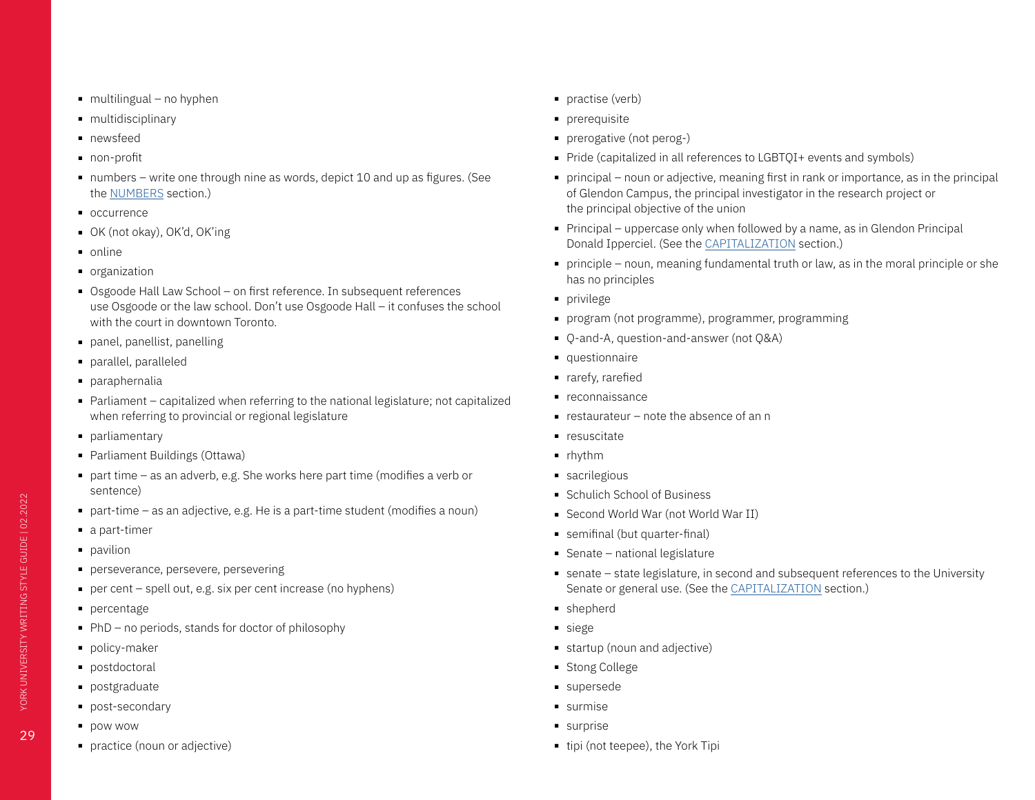- multilingual – no hyphen
- multidisciplinary
- newsfeed
- non-profit
- numbers – write one through nine as words, depict 10 and up as figures. (See the NUMBERS section.)
- occurrence
- OK (not okay), OK'd, OK'ing
- online
- organization
- Osgoode Hall Law School – on first reference. In subsequent references use Osgoode or the law school. Don't use Osgoode Hall – it confuses the school with the court in downtown Toronto.
- panel, panellist, panelling
- parallel, paralleled
- paraphernalia
- Parliament – capitalized when referring to the national legislature; not capitalized when referring to provincial or regional legislature
- parliamentary
- Parliament Buildings (Ottawa)
- part time – as an adverb, e.g. She works here part time (modifies a verb or sentence)
- part-time – as an adjective, e.g. He is a part-time student (modifies a noun)
- a part-timer
- pavilion
- perseverance, persevere, persevering
- per cent – spell out, e.g. six per cent increase (no hyphens)
- percentage
- PhD – no periods, stands for doctor of philosophy
- policy-maker
- postdoctoral
- postgraduate
- post-secondary
- pow wow
- practice (noun or adjective)
- practise (verb)
- prerequisite
- prerogative (not perog-)
- Pride (capitalized in all references to LGBTQI+ events and symbols)
- principal – noun or adjective, meaning first in rank or importance, as in the principal of Glendon Campus, the principal investigator in the research project or the principal objective of the union
- Principal – uppercase only when followed by a name, as in Glendon Principal Donald Ipperciel. (See the CAPITALIZATION section.)
- principle – noun, meaning fundamental truth or law, as in the moral principle or she has no principles
- privilege
- program (not programme), programmer, programming
- Q-and-A, question-and-answer (not Q&A)
- questionnaire
- rarefy, rarefied
- reconnaissance
- restaurateur – note the absence of an n
- resuscitate
- rhythm
- sacrilegious
- Schulich School of Business
- Second World War (not World War II)
- semifinal (but quarter-final)
- Senate – national legislature
- senate – state legislature, in second and subsequent references to the University Senate or general use. (See the CAPITALIZATION section.)
- shepherd
- siege
- startup (noun and adjective)
- Stong College
- supersede
- surmise
- surprise
- tipi (not teepee), the York Tipi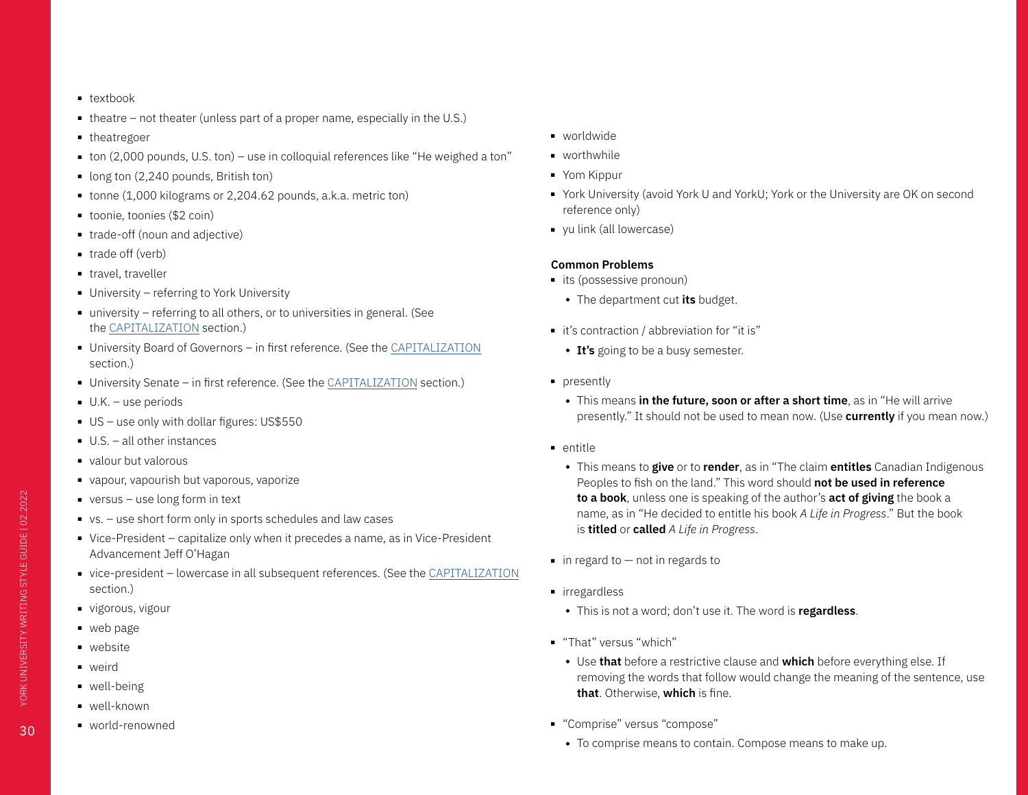- textbook
- theatre – not theater (unless part of a proper name, especially in the U.S.)
- theatregoer
- ton (2,000 pounds, U.S. ton) – use in colloquial references like “He weighed a ton”
- long ton (2,240 pounds, British ton)
- tonne (1,000 kilograms or 2,204.62 pounds, a.k.a. metric ton)
- toonie, toonies ($2 coin)
- trade-off (noun and adjective)
- trade off (verb)
- travel, traveller
- University – referring to York University
- university – referring to all others, or to universities in general. (See the CAPITALIZATION section.)
- University Board of Governors – in first reference. (See the CAPITALIZATION section.)
- University Senate – in first reference. (See the CAPITALIZATION section.)
- U.K. – use periods
- US – use only with dollar figures: US$550
- U.S. – all other instances
- valour but valorous
- vapour, vapourish but vaporous, vaporize
- versus – use long form in text
- vs. – use short form only in sports schedules and law cases
- Vice-President – capitalize only when it precedes a name, as in Vice-President Advancement Jeff O’Hagan
- vice-president – lowercase in all subsequent references. (See the CAPITALIZATION section.)
- vigorous, vigour
- web page
- website
- weird
- well-being
- well-known
- world-renowned
- worldwide
- worthwhile
- Yom Kippur
- York University (avoid York U and YorkU; York or the University are OK on second reference only)
- yu link (all lowercase)

**Common Problems**

- its (possessive pronoun)
  - The department cut **its** budget.
- it’s contraction / abbreviation for “it is”
  - **It’s** going to be a busy semester.
- presently
  - This means **in the future, soon or after a short time**, as in “He will arrive presently.” It should not be used to mean now. (Use **currently** if you mean now.)
- entitle
  - This means to **give** or to **render**, as in “The claim **entitles** Canadian Indigenous Peoples to fish on the land.” This word should **not be used in reference to a book**, unless one is speaking of the author’s **act of giving** the book a name, as in “He decided to entitle his book *A Life in Progress*.” But the book is **titled** or **called** *A Life in Progress*.
- in regard to — not in regards to
- irregardless
  - This is not a word; don’t use it. The word is **regardless**.
- “That” versus “which”
  - Use **that** before a restrictive clause and **which** before everything else. If removing the words that follow would change the meaning of the sentence, use **that**. Otherwise, **which** is fine.
- “Comprise” versus “compose”
  - To comprise means to contain. Compose means to make up.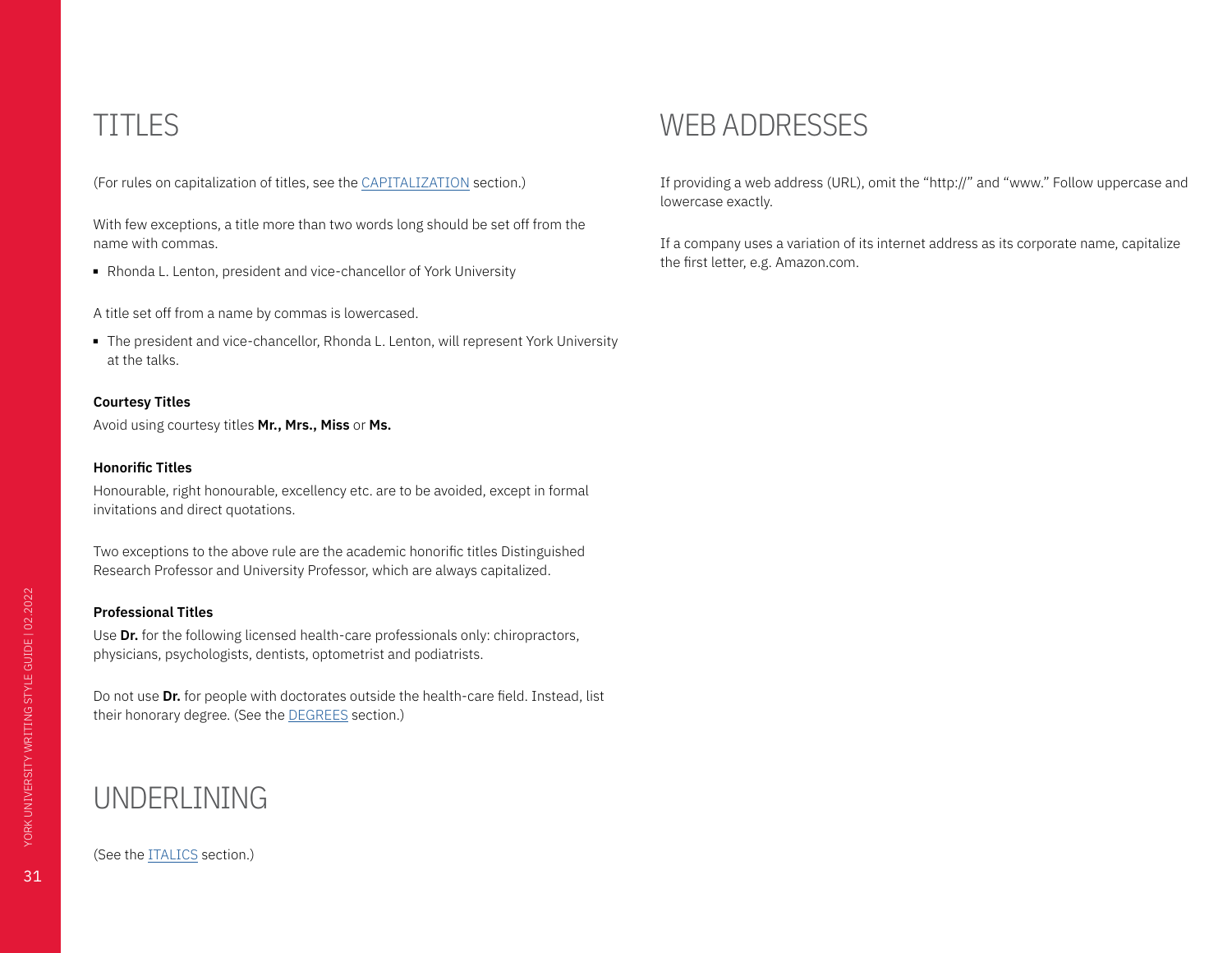# TITLES

(For rules on capitalization of titles, see the CAPITALIZATION section.)

With few exceptions, a title more than two words long should be set off from the name with commas.

- Rhonda L. Lenton, president and vice-chancellor of York University

A title set off from a name by commas is lowercased.

- The president and vice-chancellor, Rhonda L. Lenton, will represent York University at the talks.

### Courtesy Titles

Avoid using courtesy titles **Mr., Mrs., Miss** or **Ms.**

### Honorific Titles

Honourable, right honourable, excellency etc. are to be avoided, except in formal invitations and direct quotations.

Two exceptions to the above rule are the academic honorific titles Distinguished Research Professor and University Professor, which are always capitalized.

### Professional Titles

Use **Dr.** for the following licensed health-care professionals only: chiropractors, physicians, psychologists, dentists, optometrist and podiatrists.

Do not use **Dr.** for people with doctorates outside the health-care field. Instead, list their honorary degree. (See the DEGREES section.)

# UNDERLINING

(See the ITALICS section.)

# WEB ADDRESSES

If providing a web address (URL), omit the "http://" and "www." Follow uppercase and lowercase exactly.

If a company uses a variation of its internet address as its corporate name, capitalize the first letter, e.g. Amazon.com.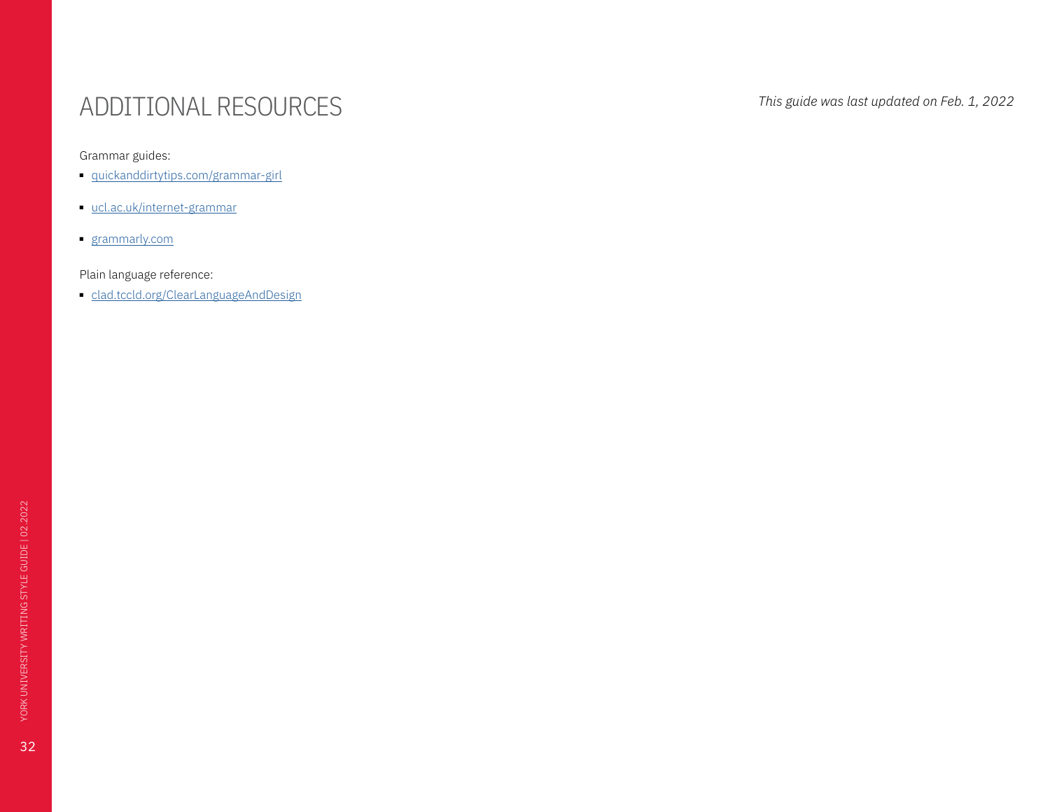# ADDITIONAL RESOURCES

*This guide was last updated on Feb. 1, 2022*

Grammar guides:

- quickanddirtytips.com/grammar-girl
- ucl.ac.uk/internet-grammar
- grammarly.com

Plain language reference:

- clad.tccld.org/ClearLanguageAndDesign